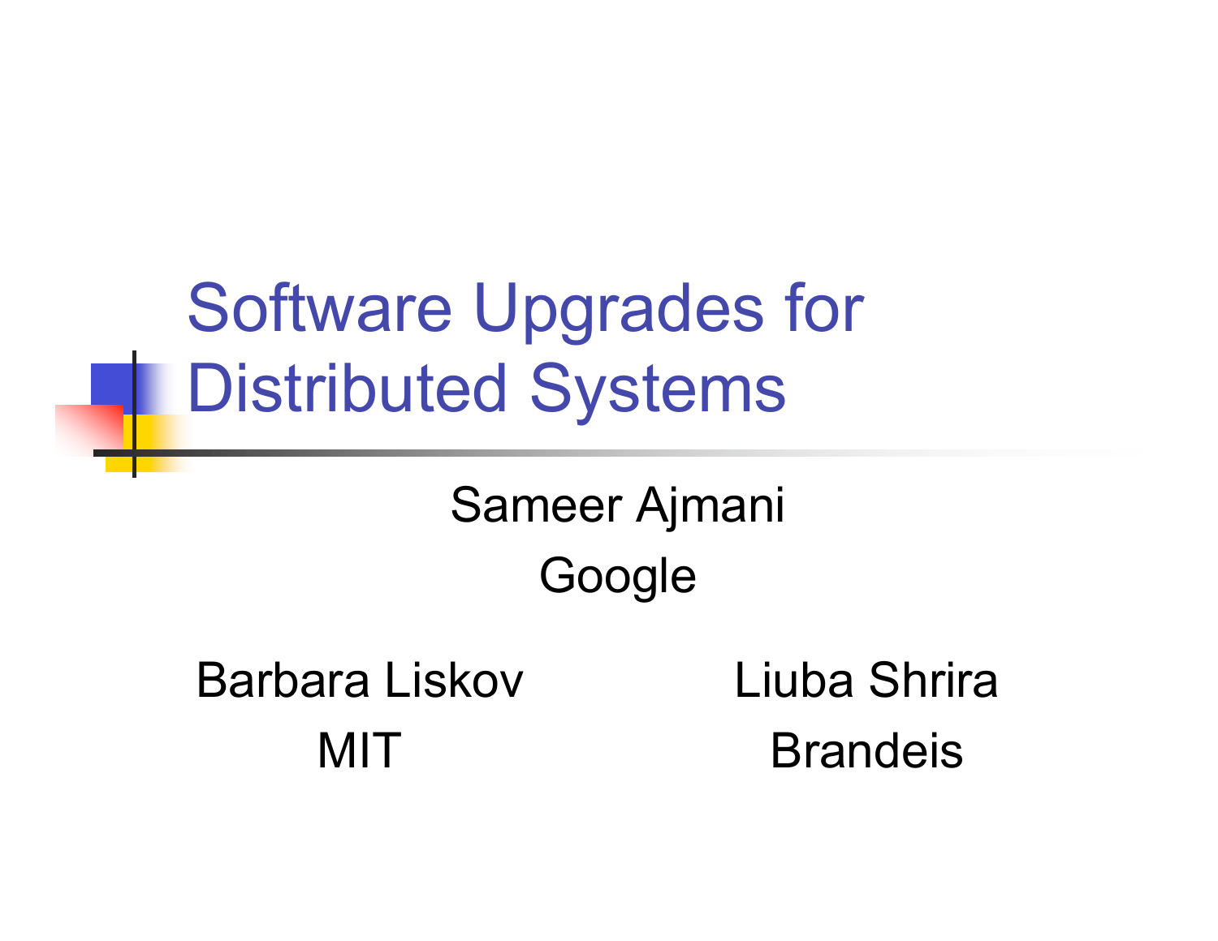# Software Upgrades for Distributed Systems

Sameer Ajmani
Google

Barbara Liskov
MIT

Liuba Shrira
Brandeis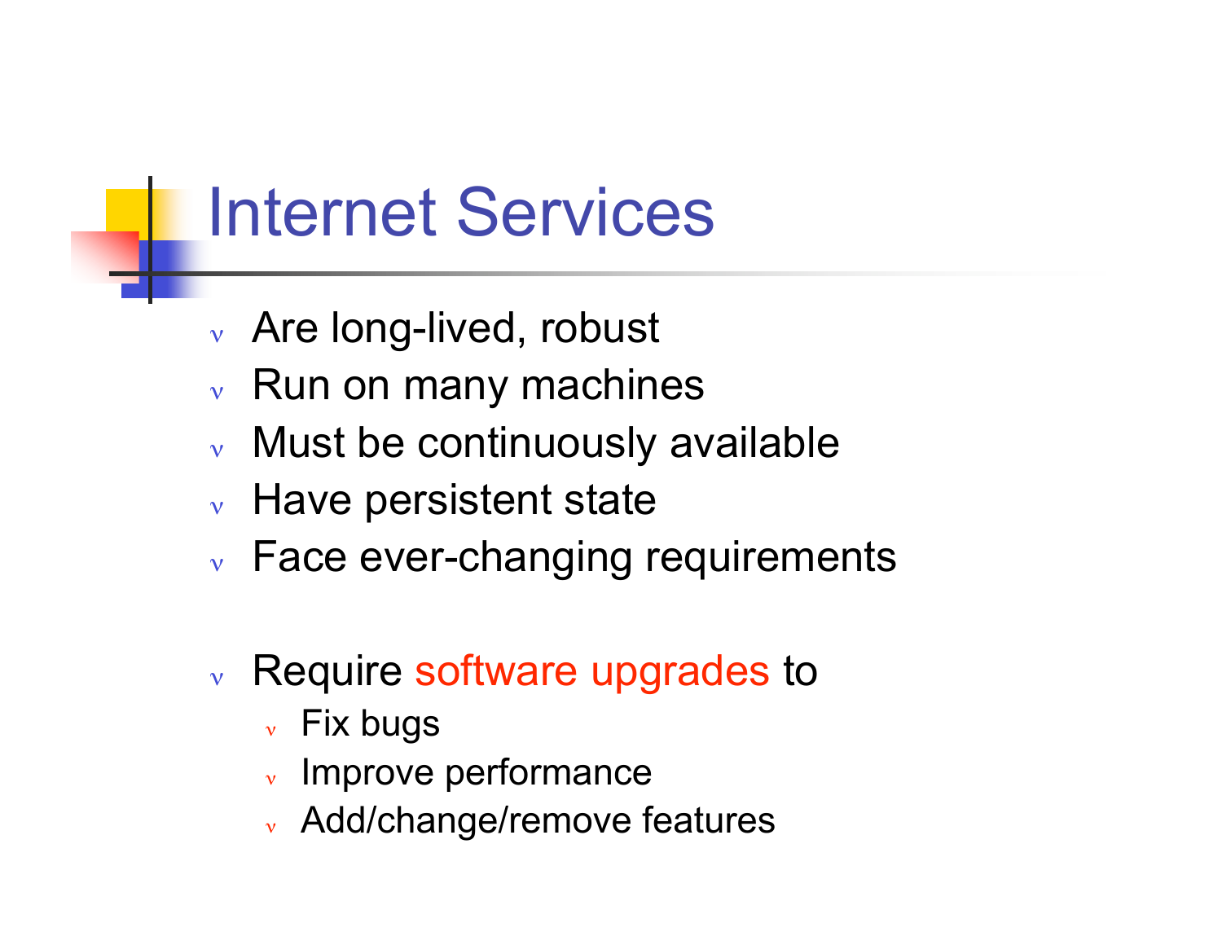# Internet Services

- Are long-lived, robust
- Run on many machines
- Must be continuously available
- Have persistent state
- Face ever-changing requirements

- Require software upgrades to
  - Fix bugs
  - Improve performance
  - Add/change/remove features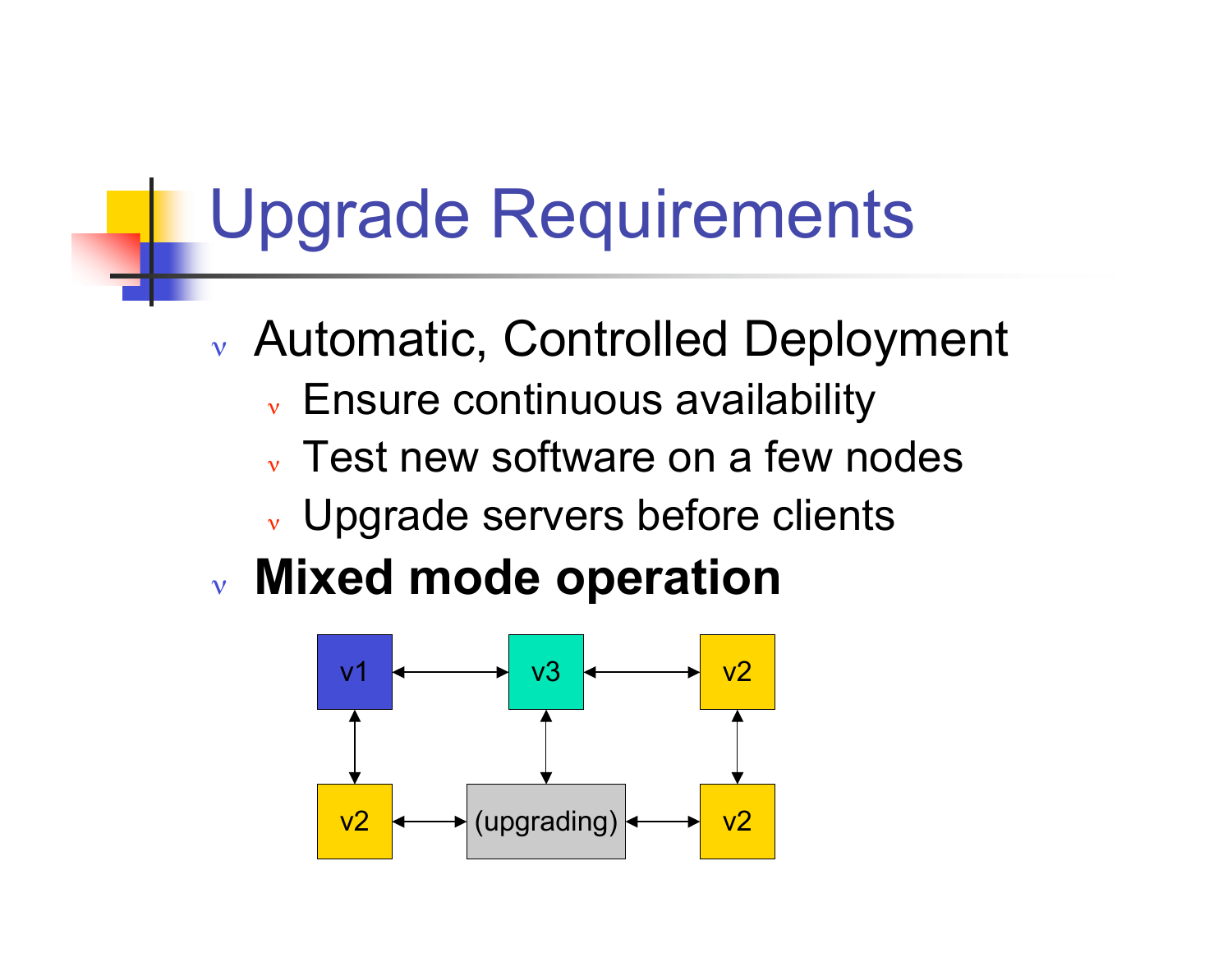# Upgrade Requirements

- Automatic, Controlled Deployment
  - Ensure continuous availability
  - Test new software on a few nodes
  - Upgrade servers before clients
- **Mixed mode operation**

v1 ↔ v3 ↔ v2

v2 ↔ (upgrading) ↔ v2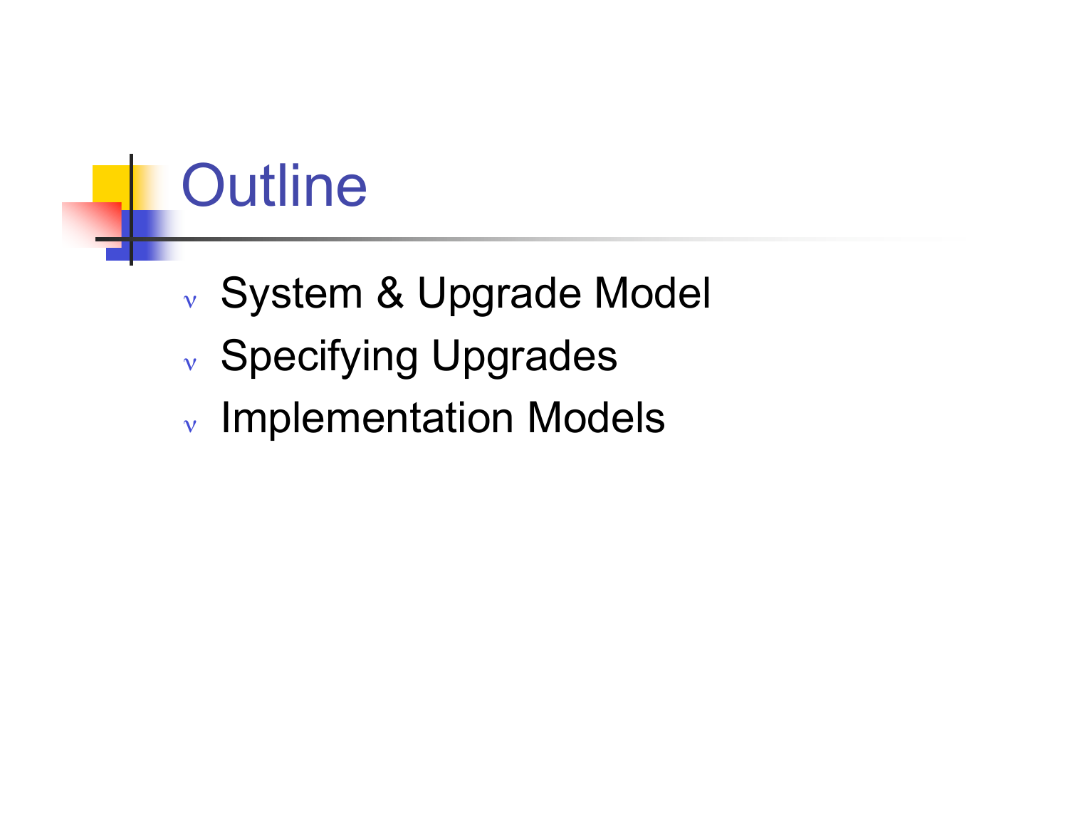# Outline

- System & Upgrade Model
- Specifying Upgrades
- Implementation Models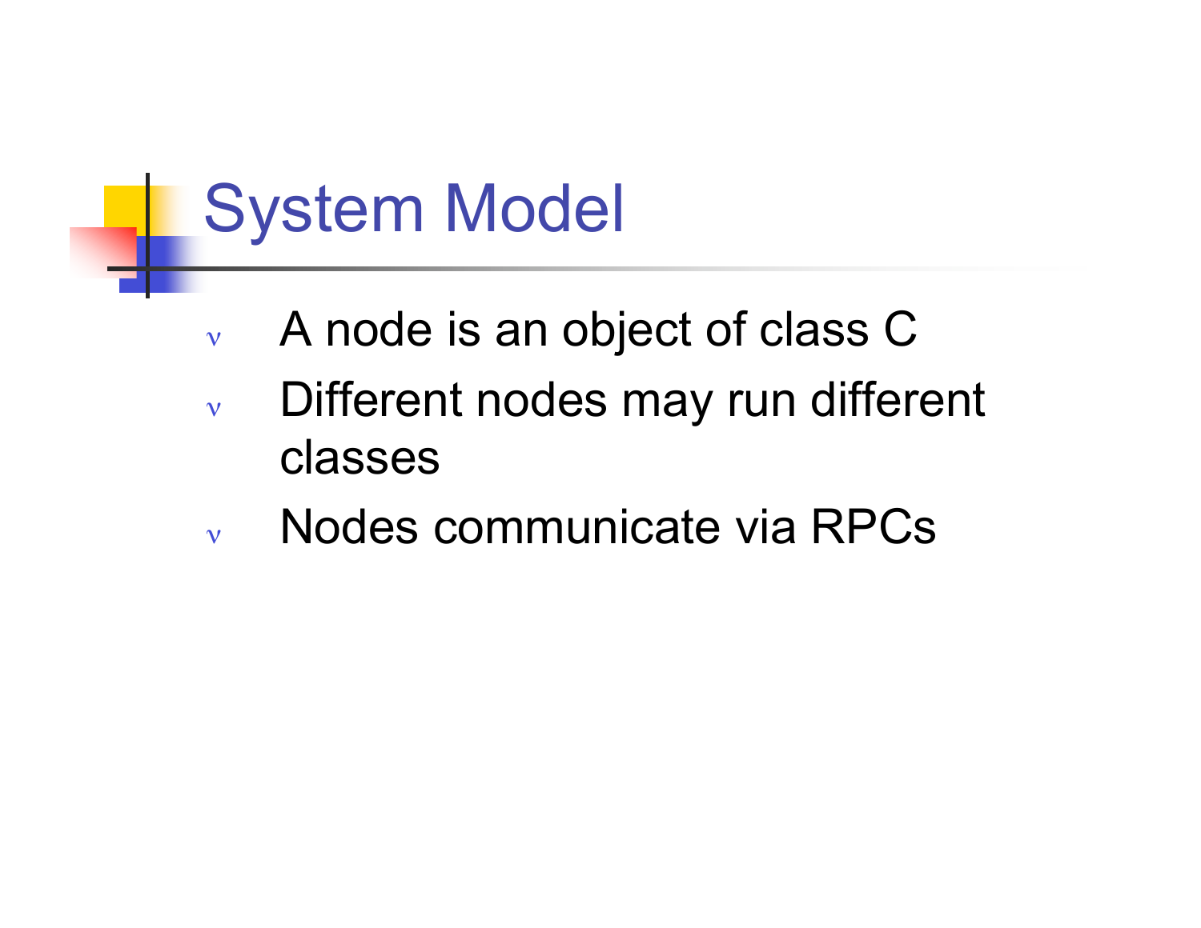# System Model

- A node is an object of class C
- Different nodes may run different classes
- Nodes communicate via RPCs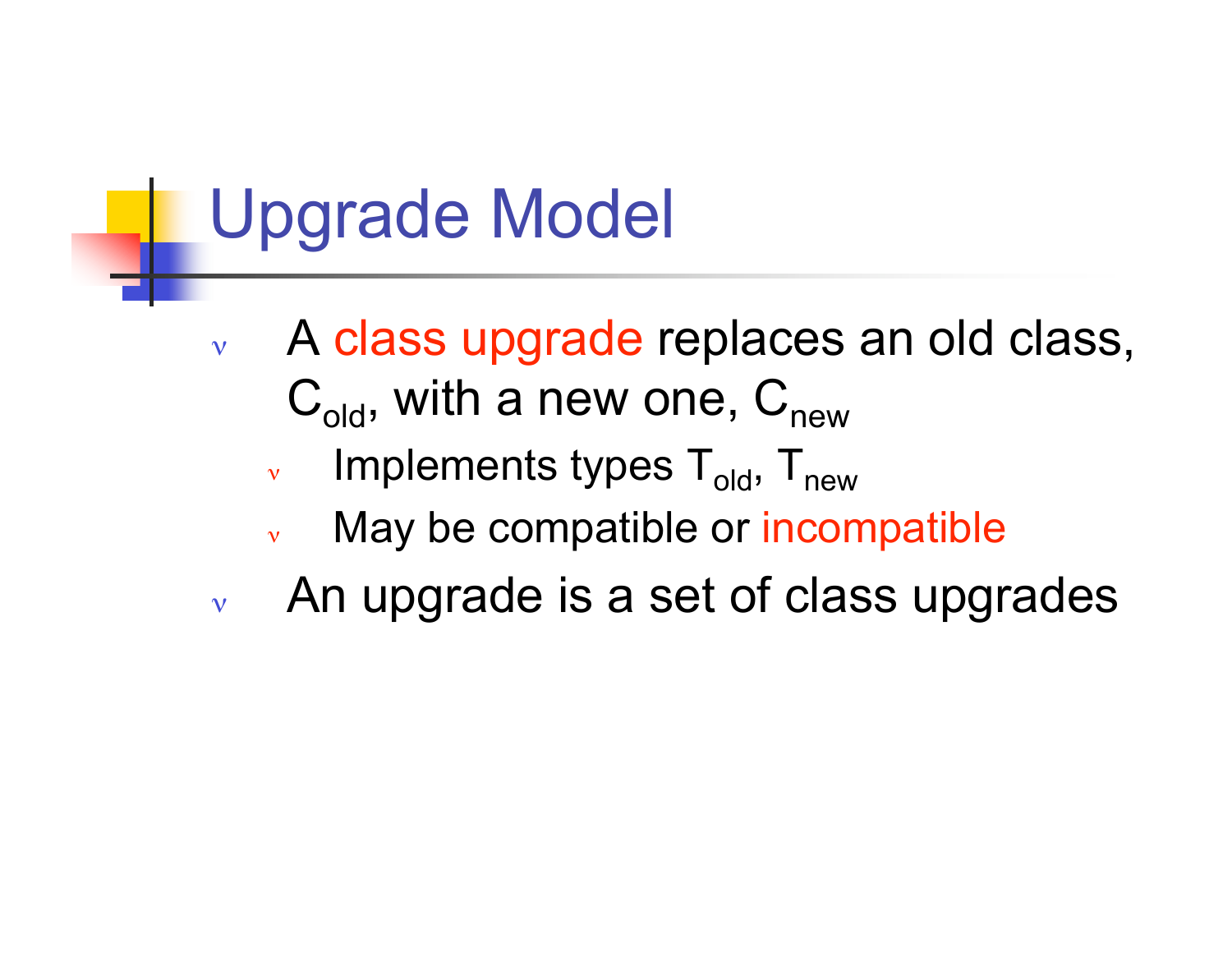# Upgrade Model

- A class upgrade replaces an old class, $C_{old}$, with a new one, $C_{new}$
  - Implements types $T_{old}$, $T_{new}$
  - May be compatible or incompatible
- An upgrade is a set of class upgrades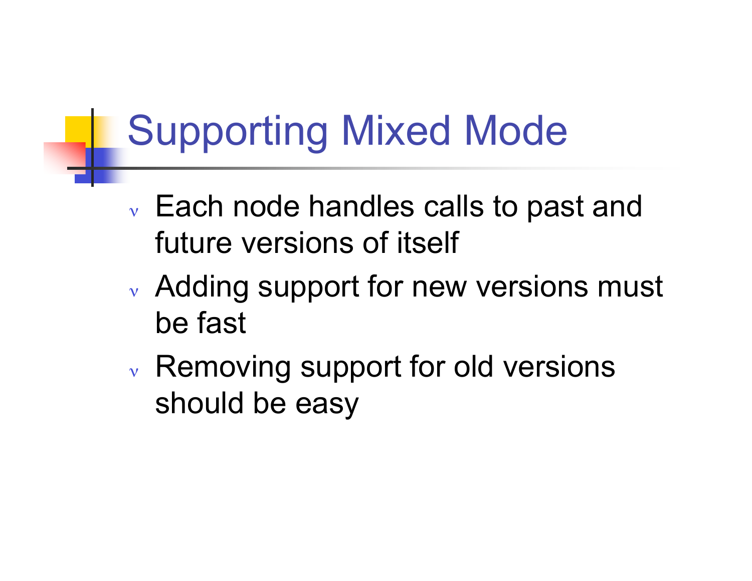# Supporting Mixed Mode

- Each node handles calls to past and future versions of itself
- Adding support for new versions must be fast
- Removing support for old versions should be easy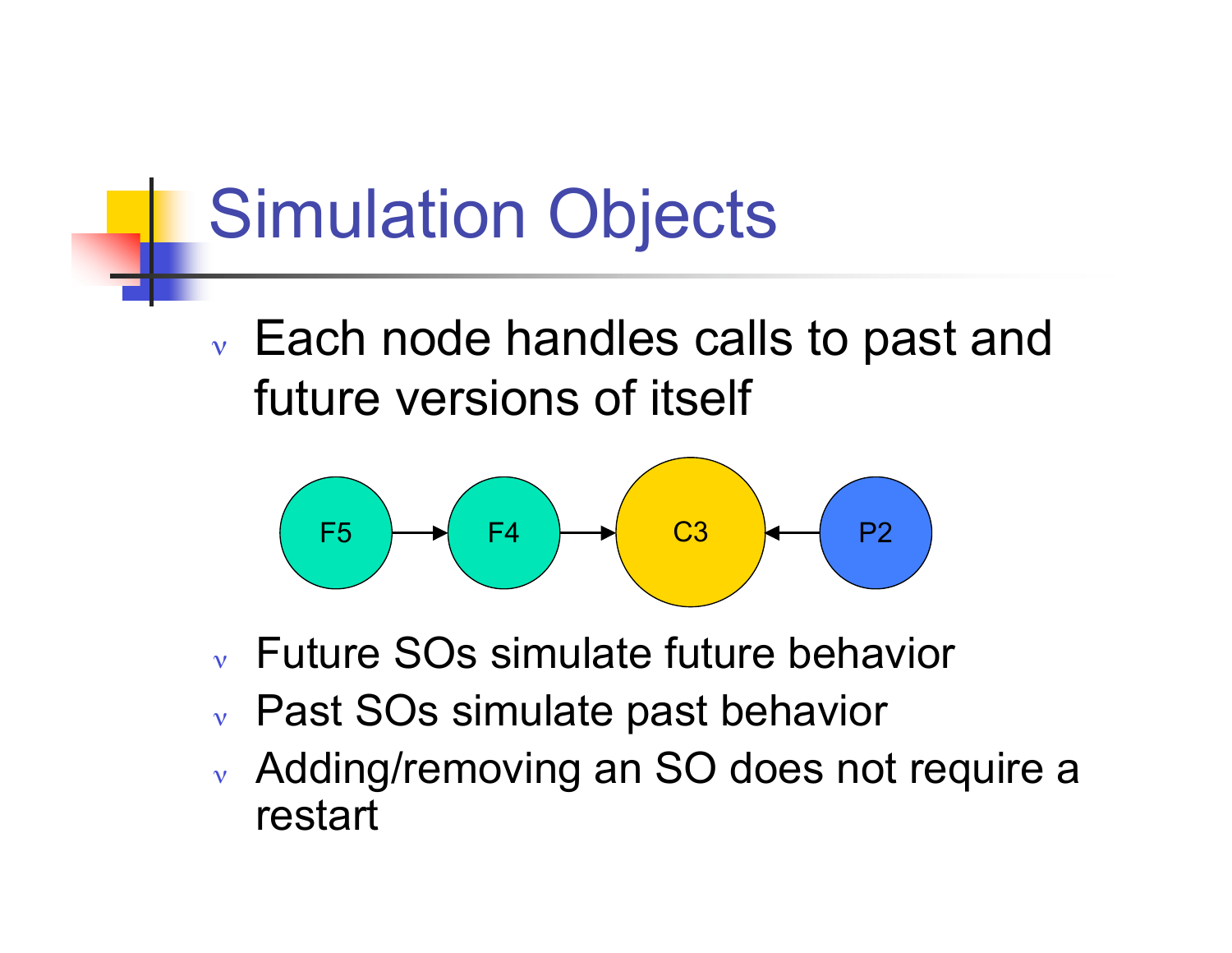# Simulation Objects

- Each node handles calls to past and future versions of itself

F5 → F4 → C3 ← P2

- Future SOs simulate future behavior
- Past SOs simulate past behavior
- Adding/removing an SO does not require a restart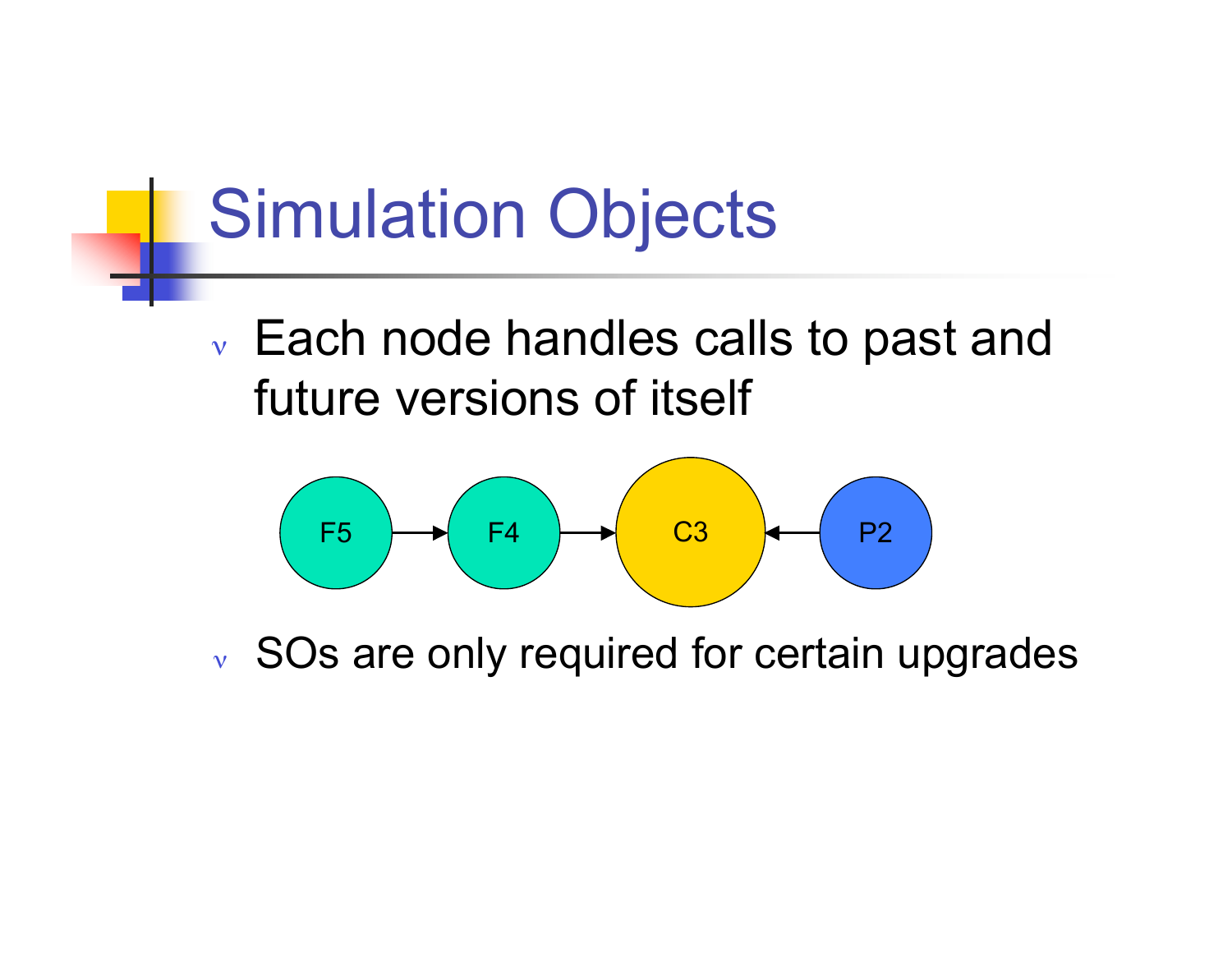# Simulation Objects

- Each node handles calls to past and future versions of itself

F5 → F4 → C3 ← P2

- SOs are only required for certain upgrades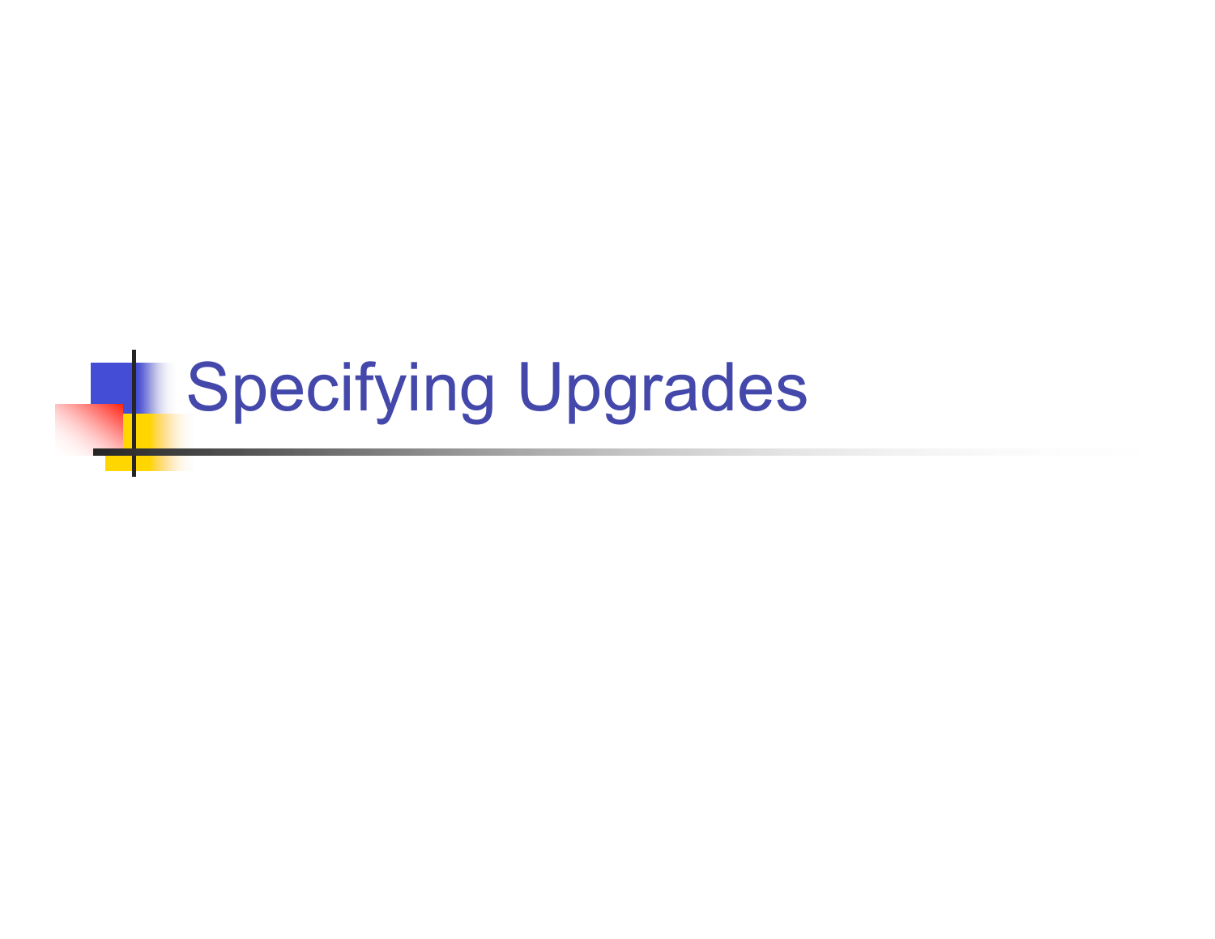# Specifying Upgrades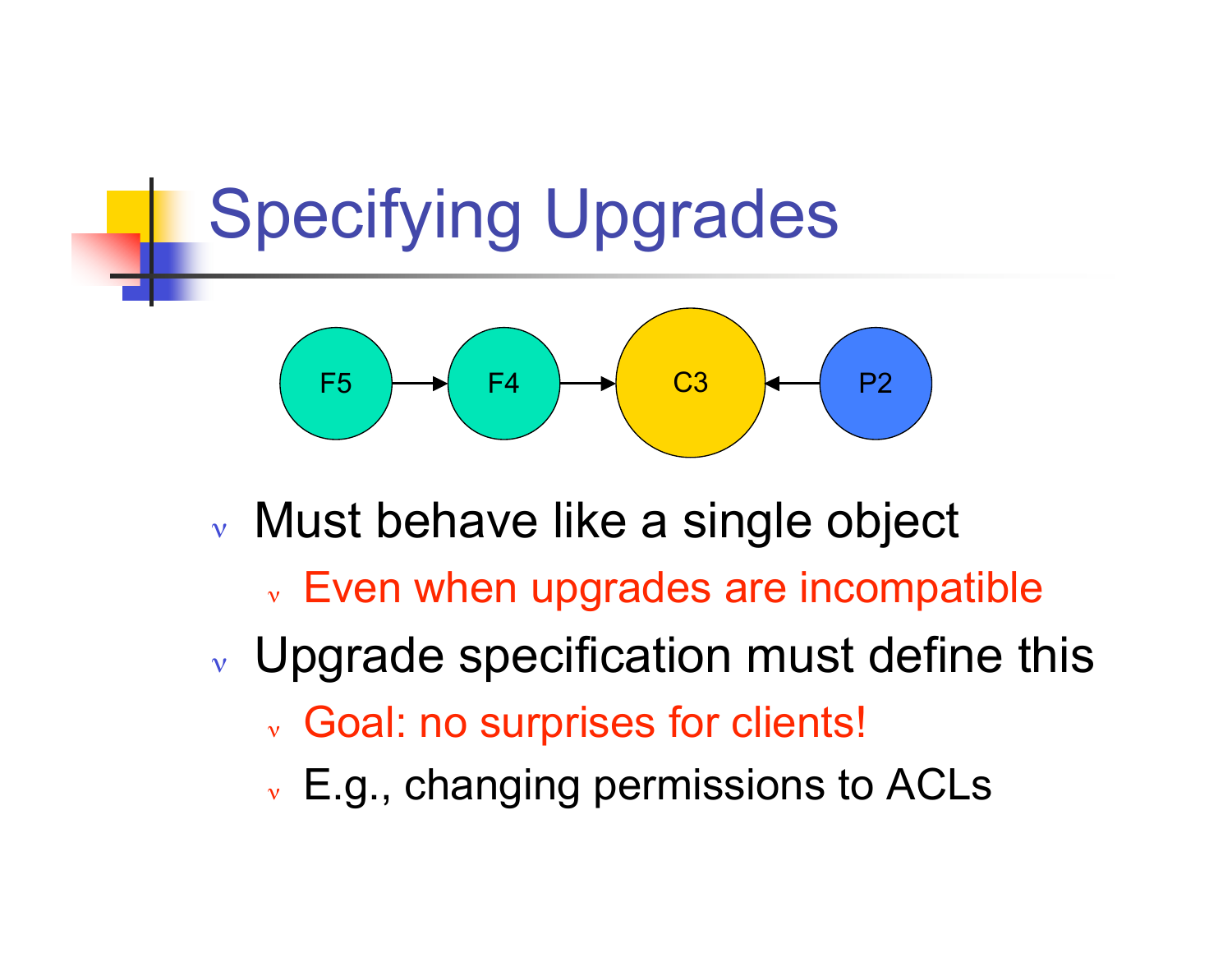# Specifying Upgrades

F5 → F4 → C3 ← P2

- Must behave like a single object
  - Even when upgrades are incompatible
- Upgrade specification must define this
  - Goal: no surprises for clients!
  - E.g., changing permissions to ACLs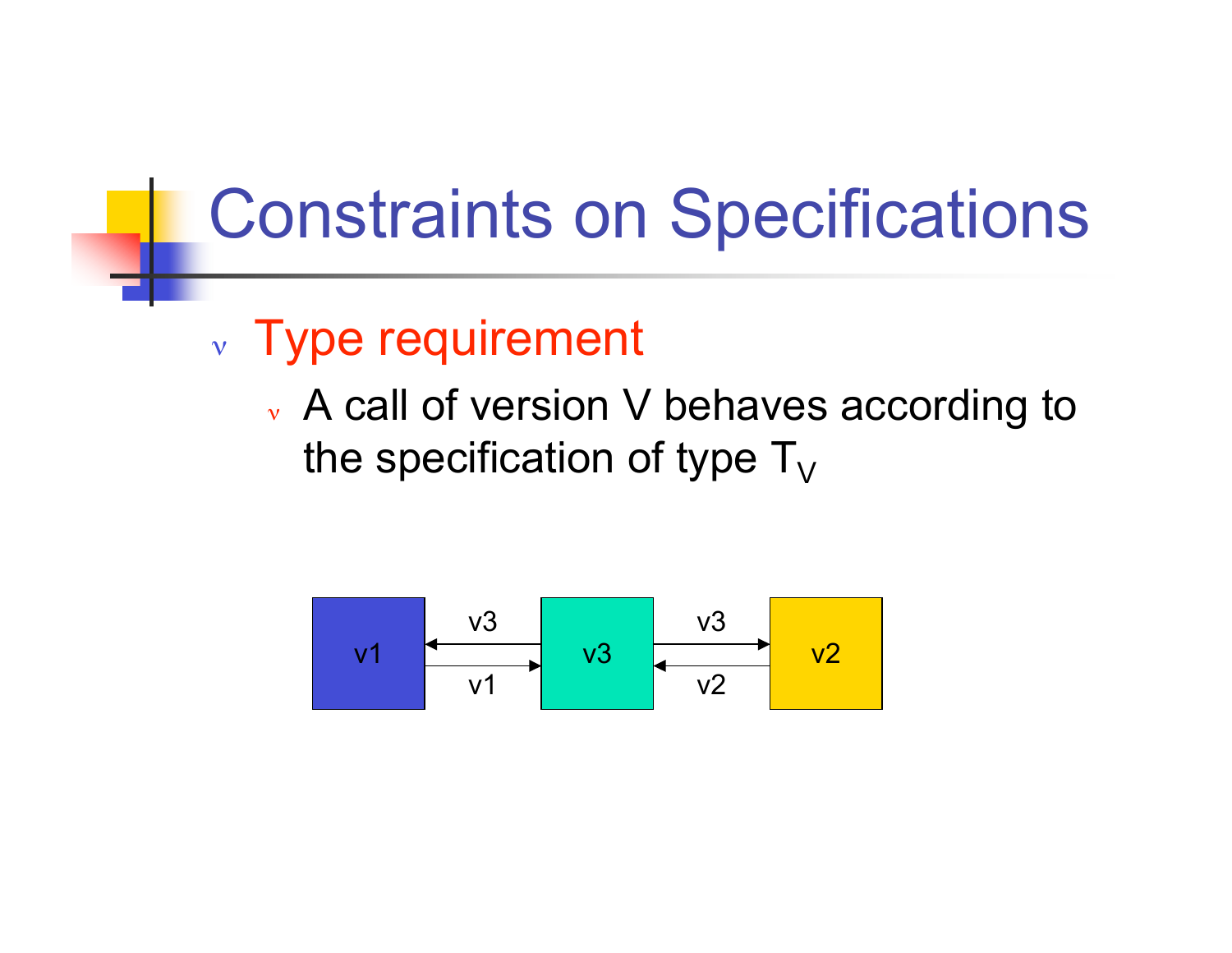# Constraints on Specifications

- Type requirement
  - A call of version V behaves according to the specification of type $T_V$

v1 | v3 | v2

v3 | v1 | v3 | v2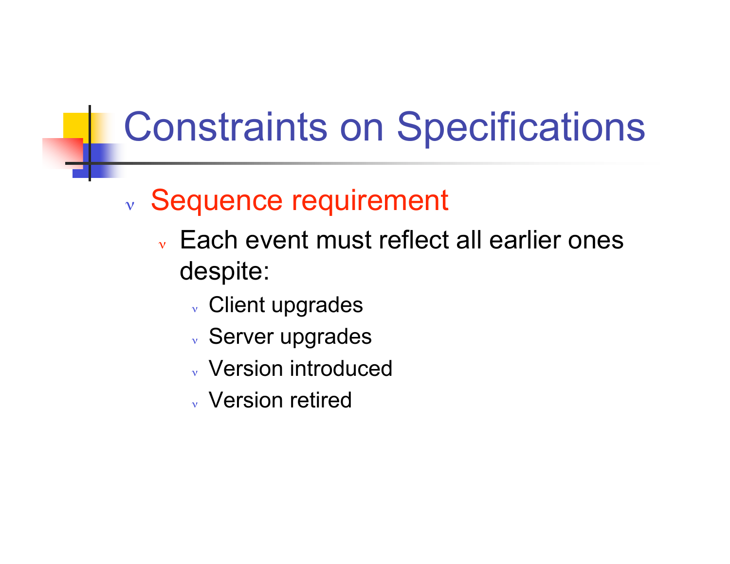# Constraints on Specifications

- Sequence requirement
  - Each event must reflect all earlier ones despite:
    - Client upgrades
    - Server upgrades
    - Version introduced
    - Version retired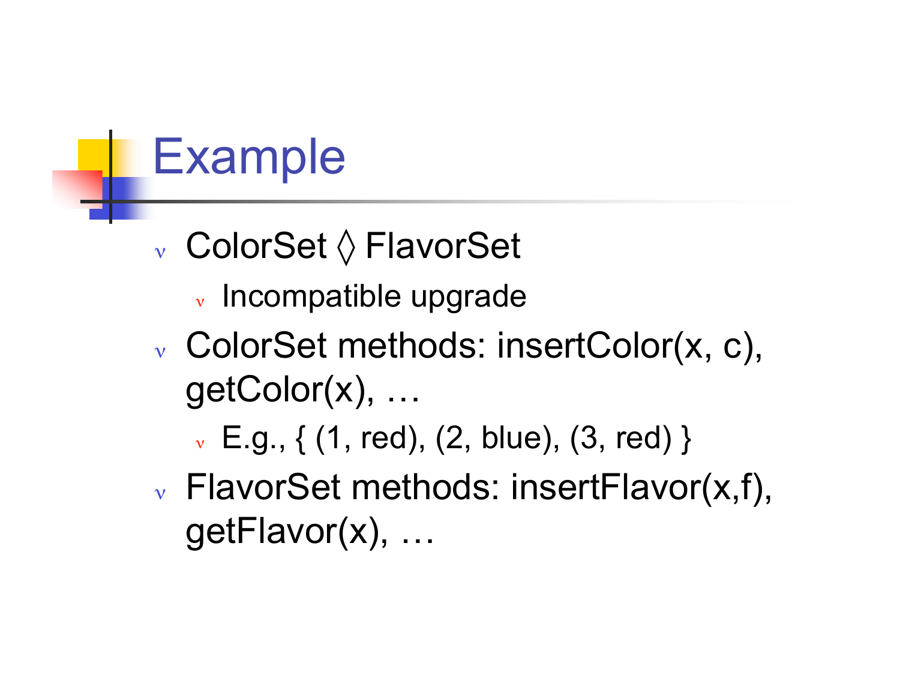# Example

- ColorSet ◊ FlavorSet
  - Incompatible upgrade
- ColorSet methods: insertColor(x, c), getColor(x), …
  - E.g., { (1, red), (2, blue), (3, red) }
- FlavorSet methods: insertFlavor(x,f), getFlavor(x), …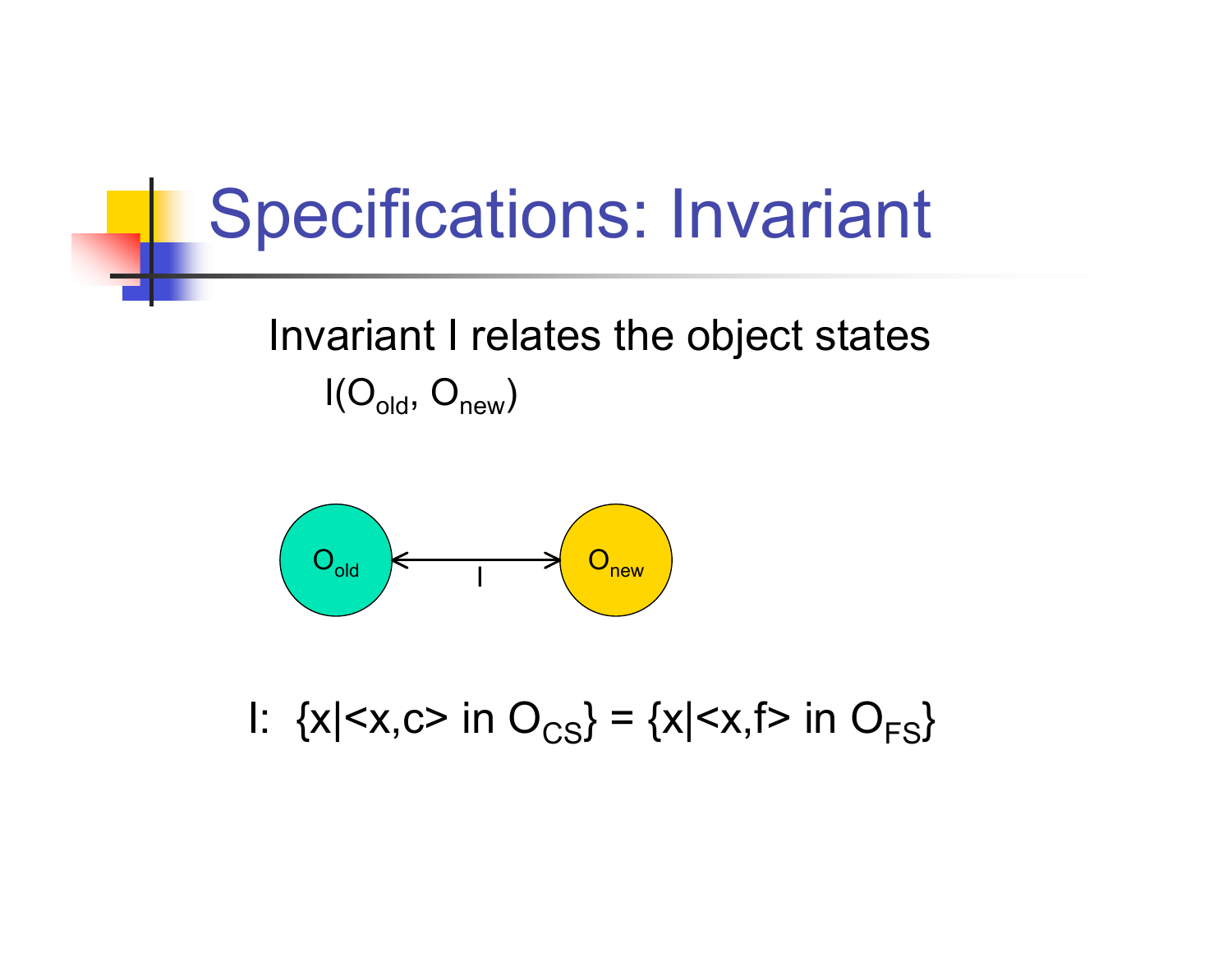# Specifications: Invariant

Invariant I relates the object states

$I(O_{old}, O_{new})$

$O_{old}$ ⟷ $O_{new}$ (I)

I: $\{x | \langle x,c \rangle \text{ in } O_{CS}\} = \{x | \langle x,f \rangle \text{ in } O_{FS}\}$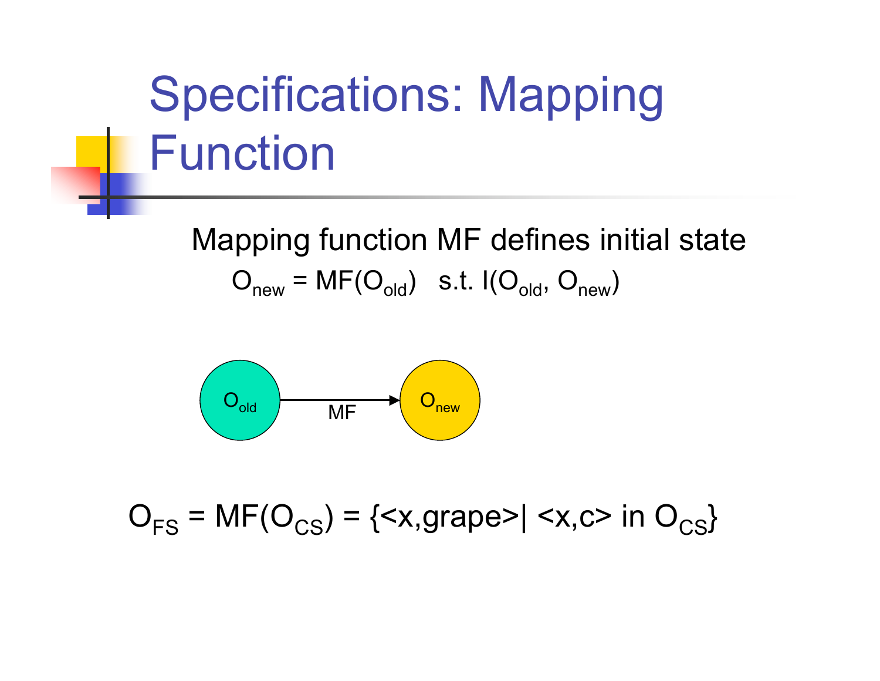# Specifications: Mapping Function

Mapping function MF defines initial state

$O_{new} = MF(O_{old})$ s.t. $I(O_{old}, O_{new})$

$O_{old}$ —MF→ $O_{new}$

$O_{FS} = MF(O_{CS}) = \{<x,grape> \mid <x,c> \text{ in } O_{CS}\}$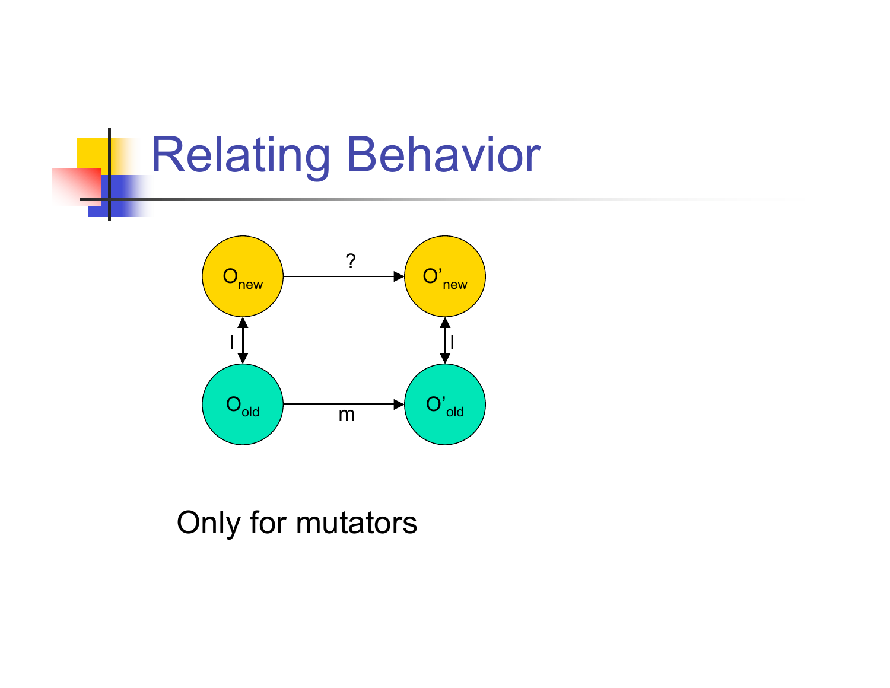# Relating Behavior

$O_{new}$ → ? → $O'_{new}$

$O_{new}$ ↕ I ↕ $O_{old}$

$O'_{new}$ ↕ I ↕ $O'_{old}$

$O_{old}$ → m → $O'_{old}$

Only for mutators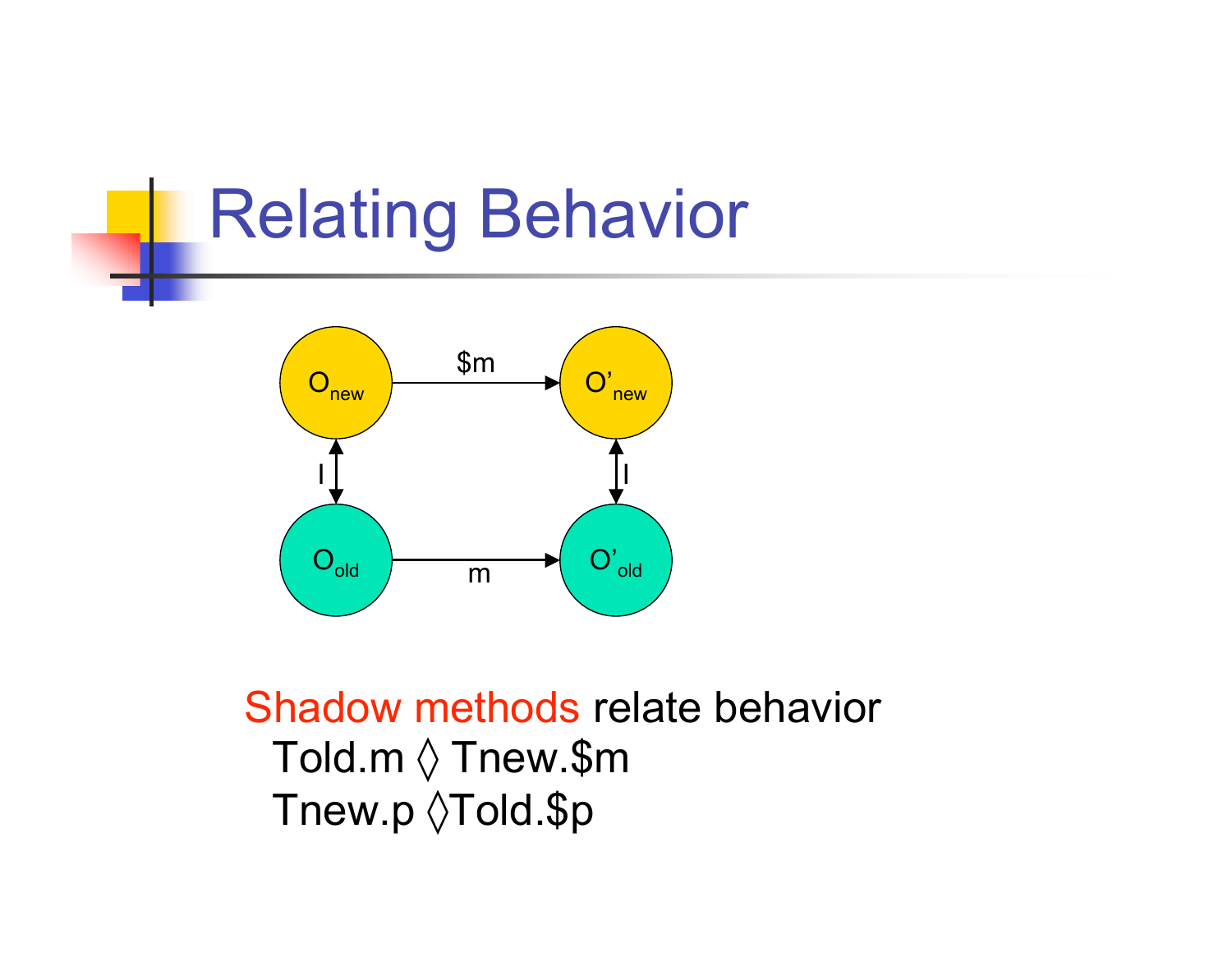# Relating Behavior

$O_{new}$ —\$m→ $O'_{new}$

$O_{old}$ —m→ $O'_{old}$

(I between $O_{new}$ and $O_{old}$; I between $O'_{new}$ and $O'_{old}$)

Shadow methods relate behavior

Told.m ◊ Tnew.$m

Tnew.p ◊Told.$p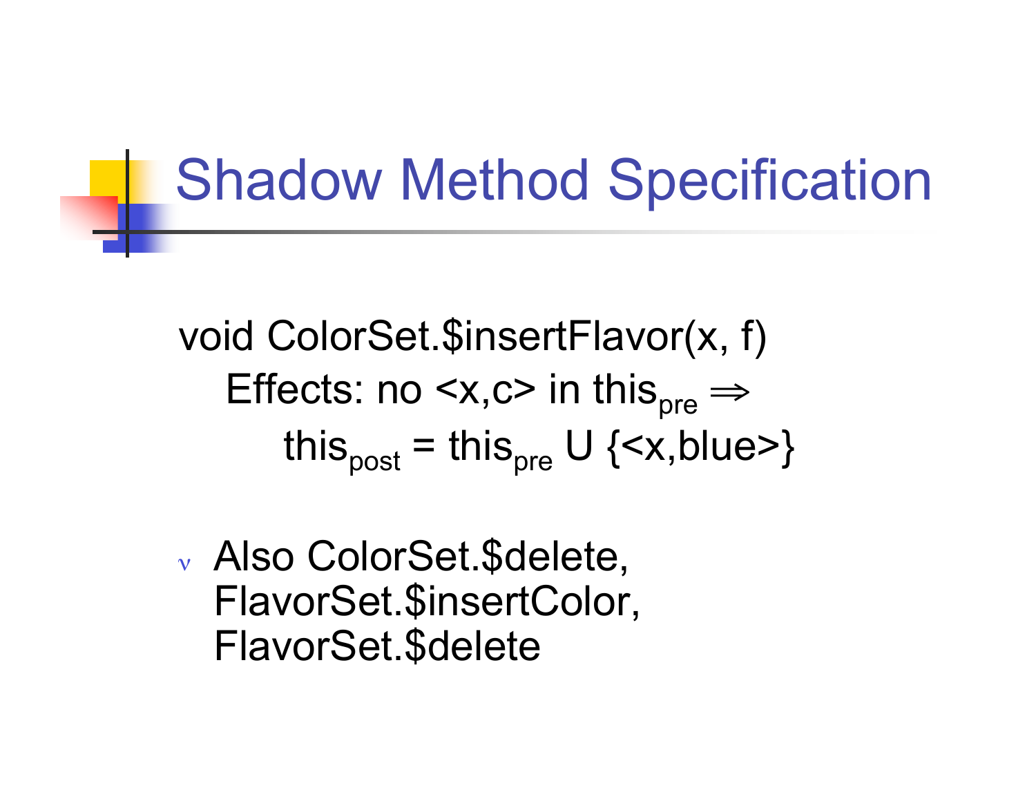# Shadow Method Specification

void ColorSet.$insertFlavor(x, f)

Effects: no <x,c> in $this_{pre} \Rightarrow$

$this_{post} = this_{pre}$ U {<x,blue>}

- Also ColorSet.$delete, FlavorSet.$insertColor, FlavorSet.$delete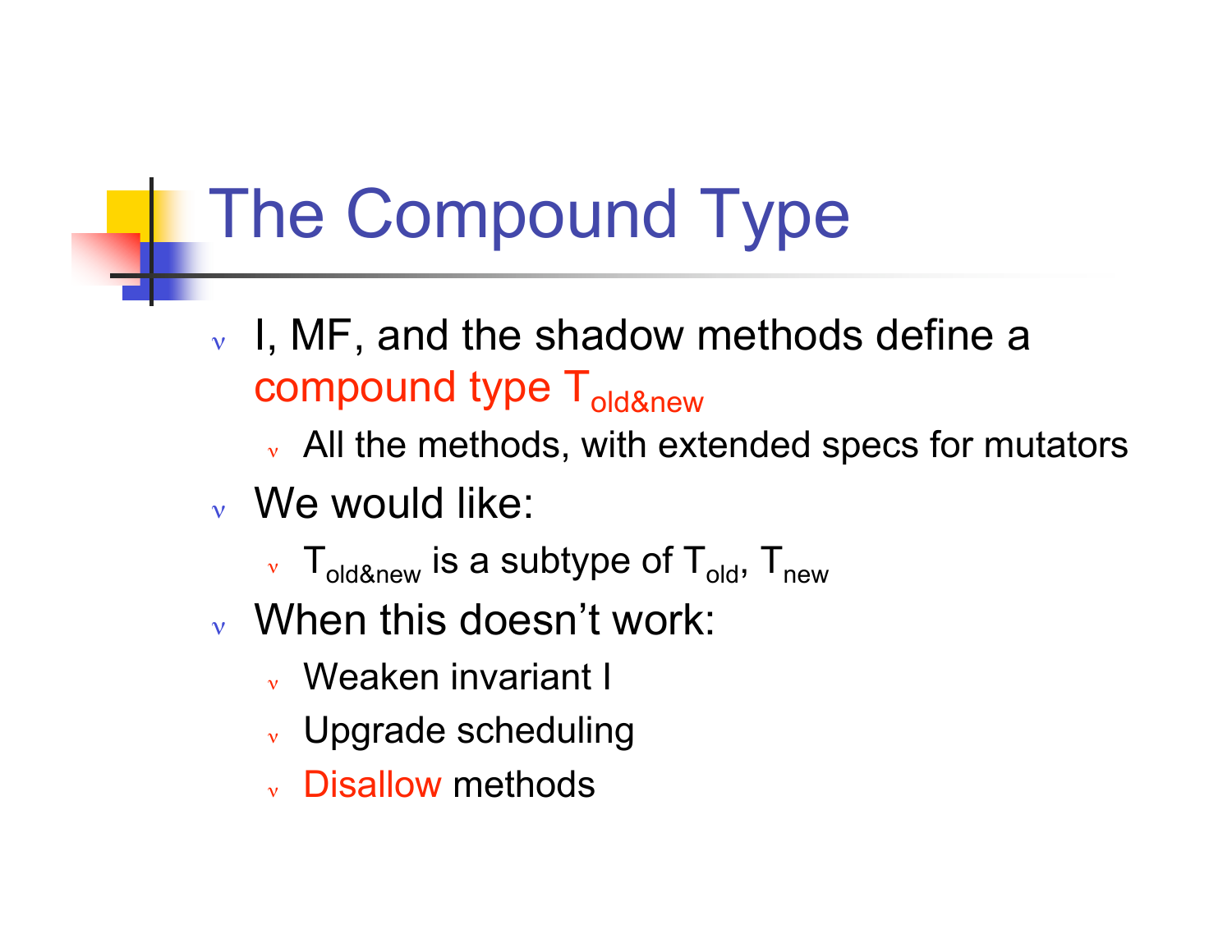# The Compound Type

- I, MF, and the shadow methods define a compound type $T_{old\&new}$
  - All the methods, with extended specs for mutators
- We would like:
  - $T_{old\&new}$ is a subtype of $T_{old}$, $T_{new}$
- When this doesn't work:
  - Weaken invariant I
  - Upgrade scheduling
  - Disallow methods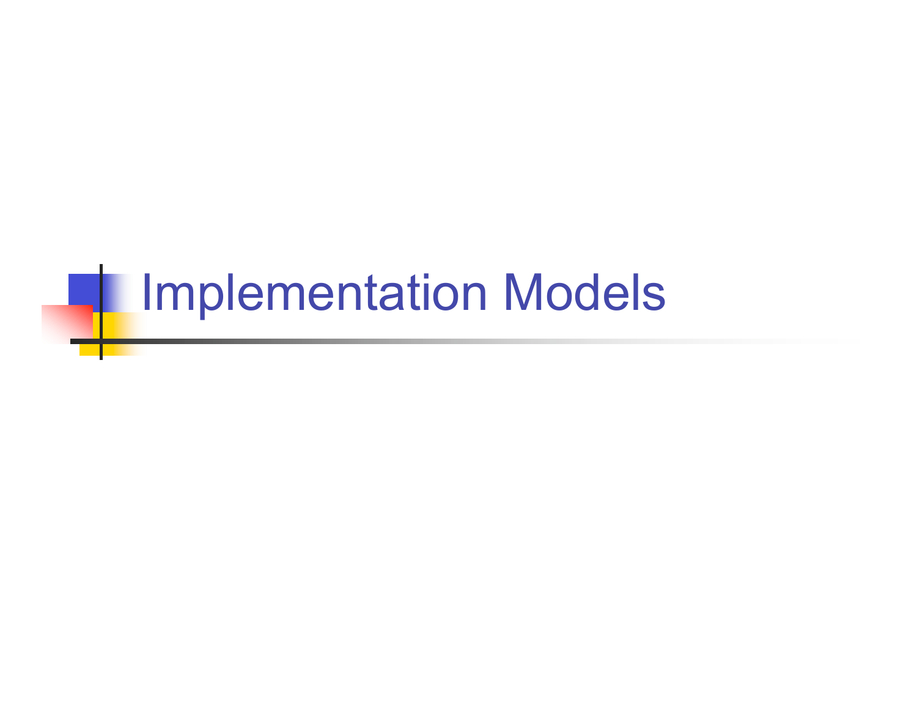# Implementation Models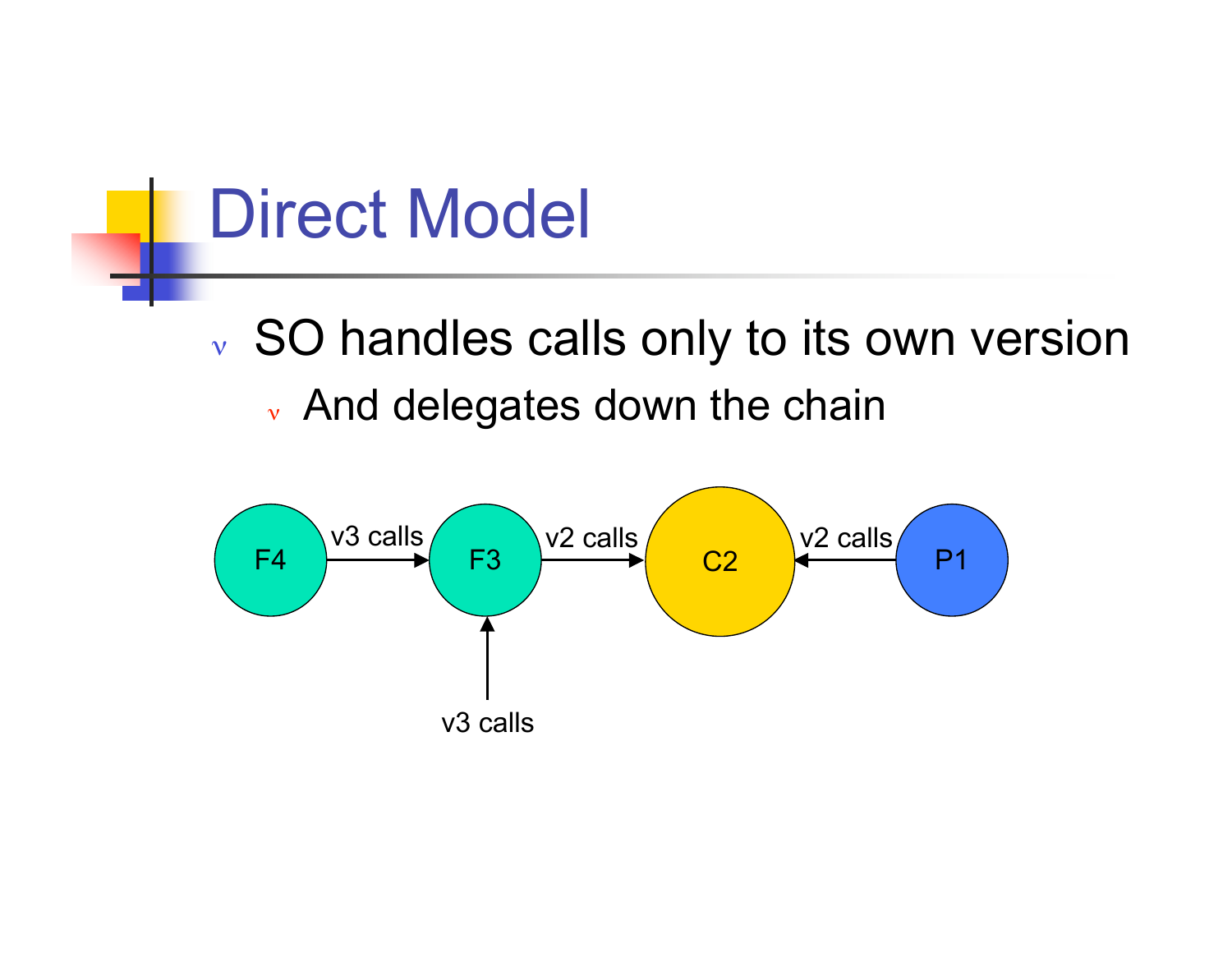# Direct Model

- SO handles calls only to its own version
  - And delegates down the chain

F4 —v3 calls→ F3 —v2 calls→ C2 ←v2 calls— P1

v3 calls → F3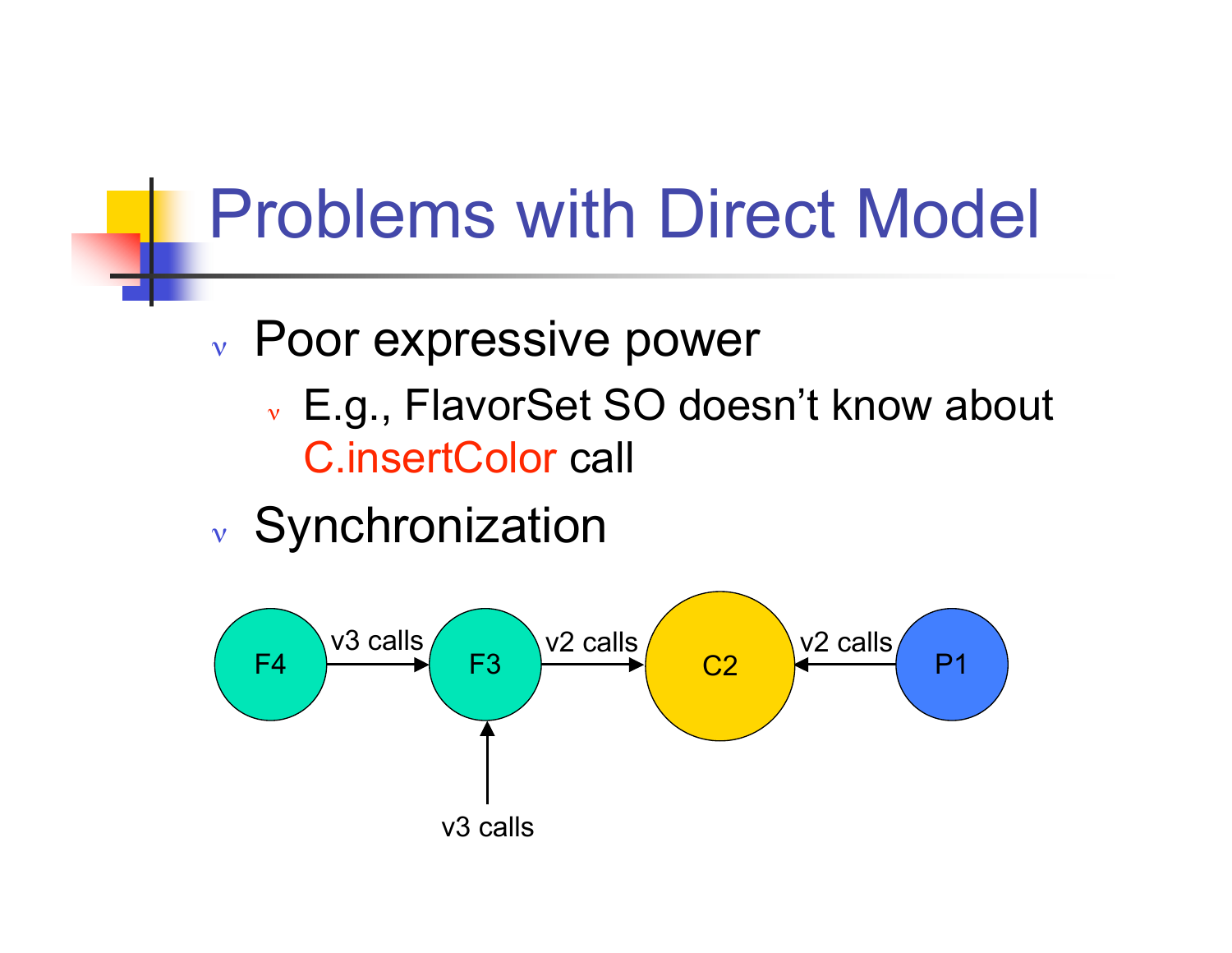# Problems with Direct Model

- Poor expressive power
  - E.g., FlavorSet SO doesn't know about C.insertColor call
- Synchronization

F4 —v3 calls→ F3 —v2 calls→ C2 ←v2 calls— P1

v3 calls → F3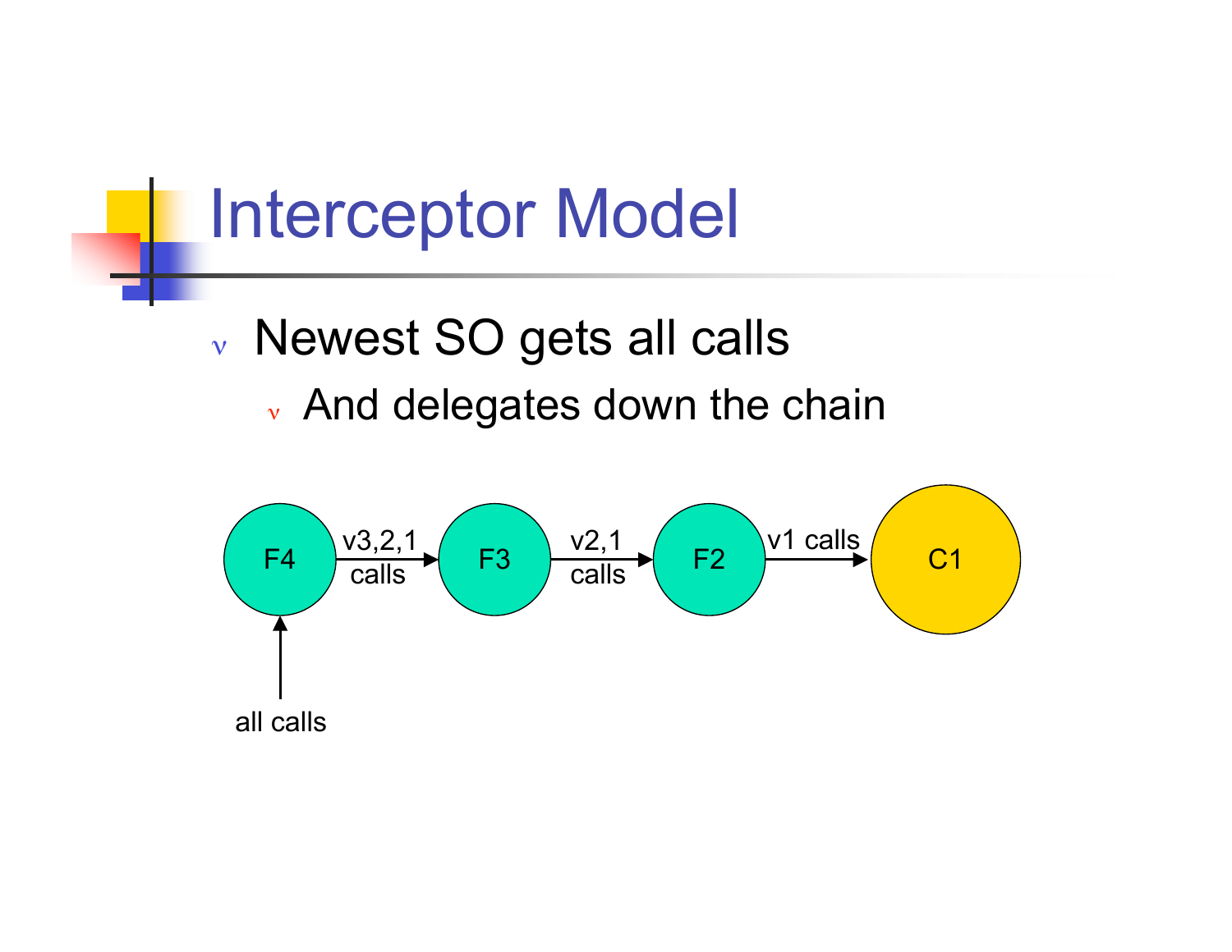# Interceptor Model

- Newest SO gets all calls
  - And delegates down the chain

F4 → (v3,2,1 calls) → F3 → (v2,1 calls) → F2 → (v1 calls) → C1

all calls → F4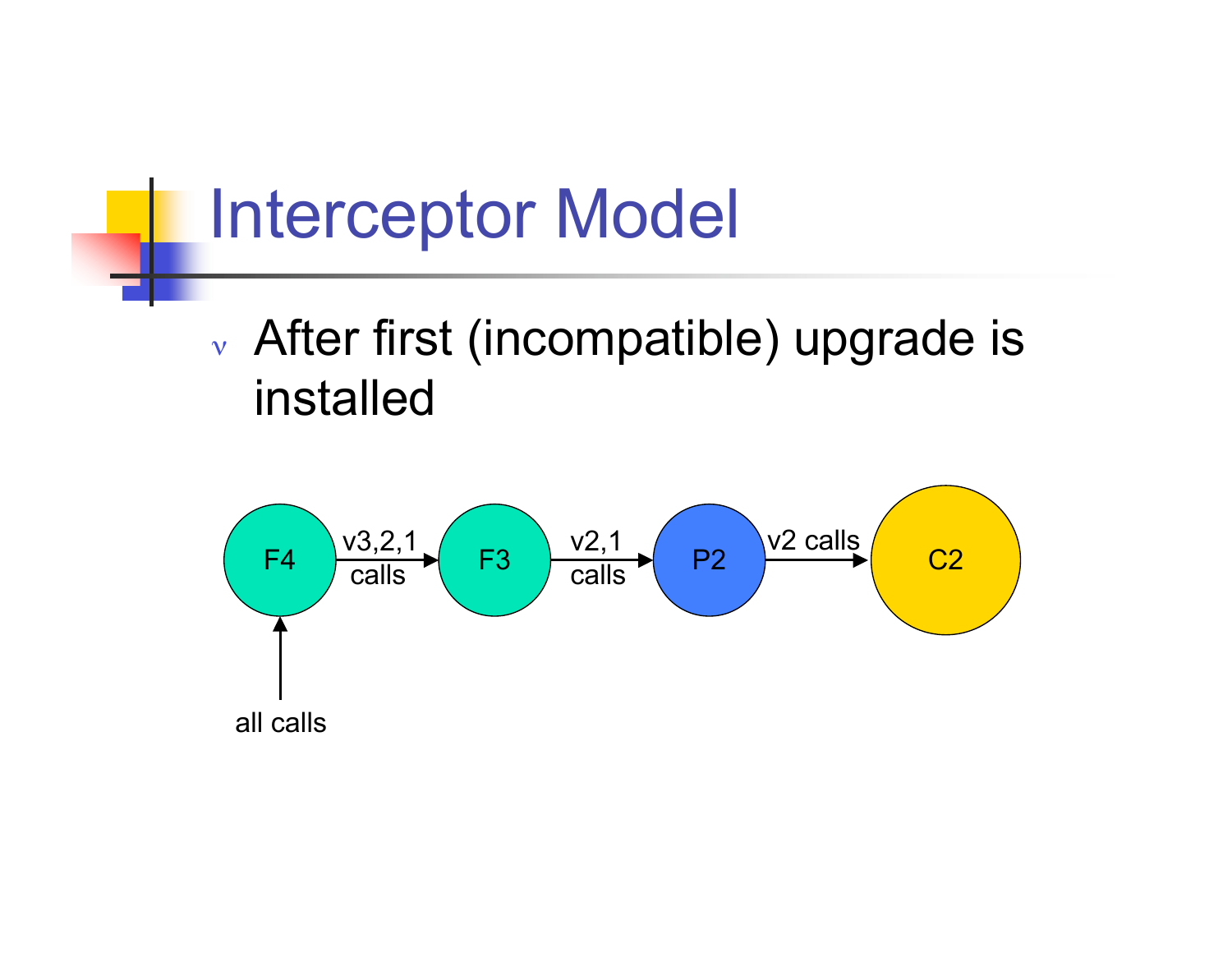# Interceptor Model

- After first (incompatible) upgrade is installed

F4 —(v3,2,1 calls)→ F3 —(v2,1 calls)→ P2 —(v2 calls)→ C2

all calls → F4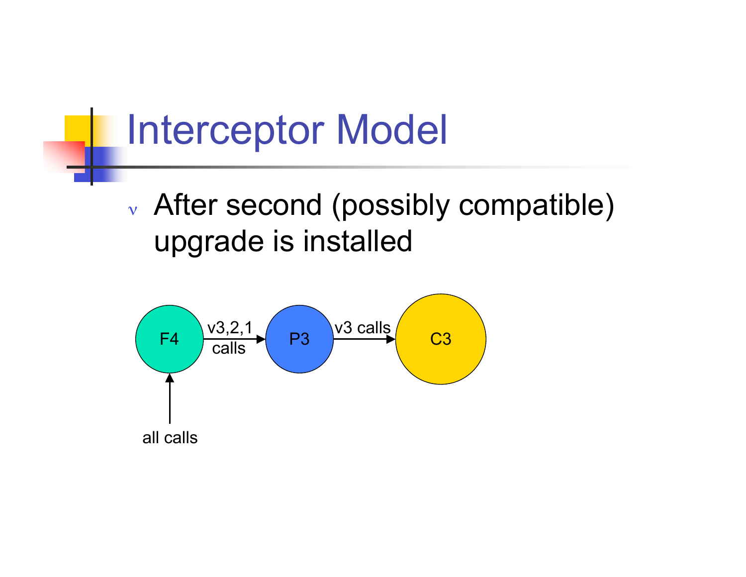# Interceptor Model

- After second (possibly compatible) upgrade is installed

F4 → (v3,2,1 calls) → P3 → (v3 calls) → C3

all calls → F4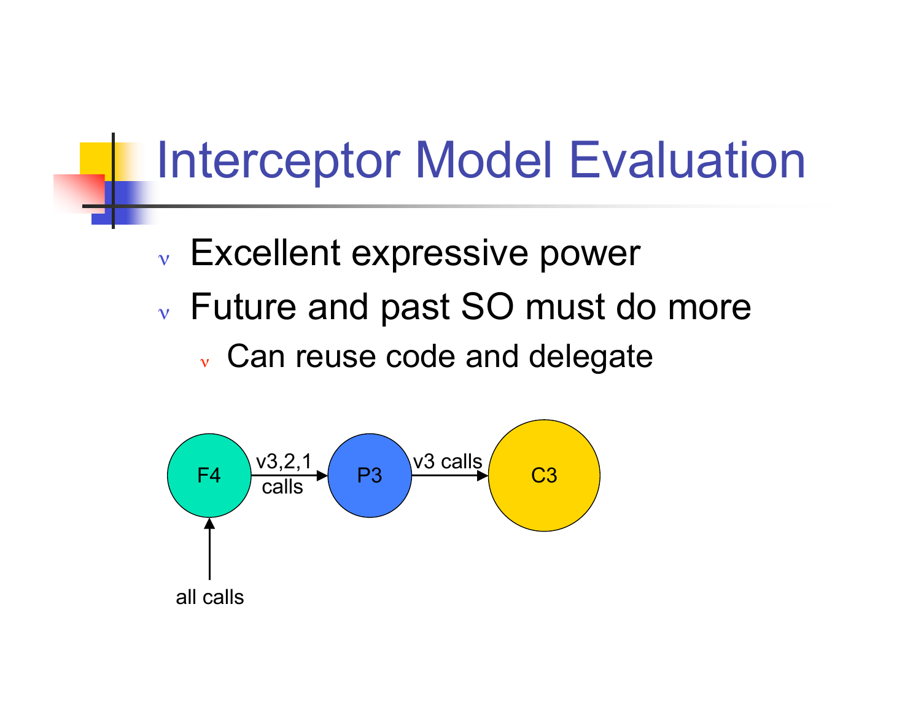# Interceptor Model Evaluation

- Excellent expressive power
- Future and past SO must do more
  - Can reuse code and delegate

F4 → (v3,2,1 calls) → P3 → (v3 calls) → C3

all calls → F4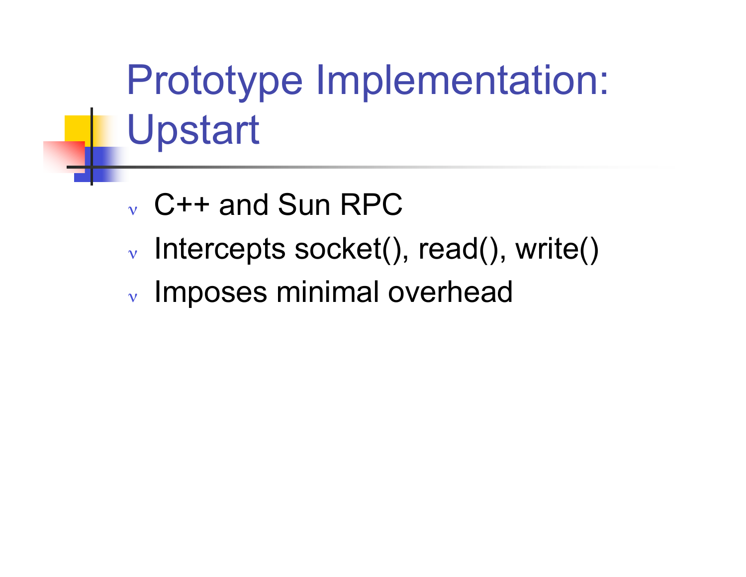# Prototype Implementation: Upstart

- C++ and Sun RPC
- Intercepts socket(), read(), write()
- Imposes minimal overhead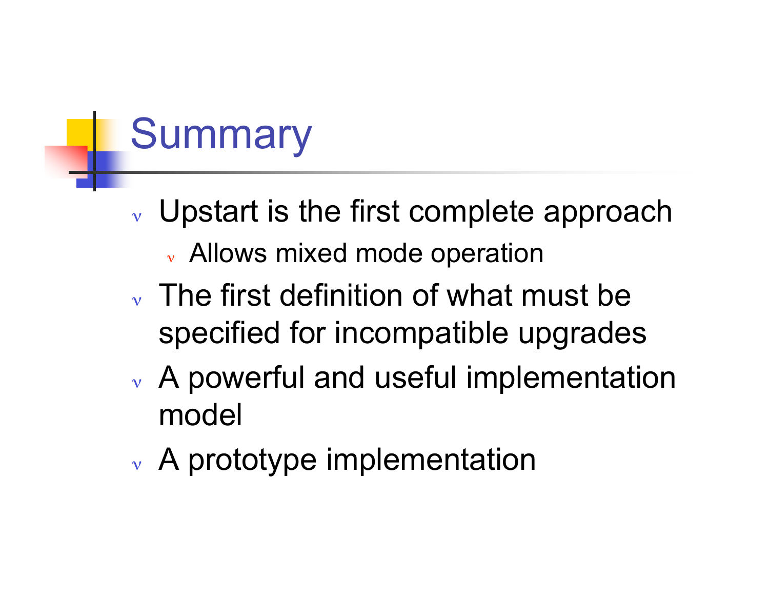# Summary

- Upstart is the first complete approach
  - Allows mixed mode operation
- The first definition of what must be specified for incompatible upgrades
- A powerful and useful implementation model
- A prototype implementation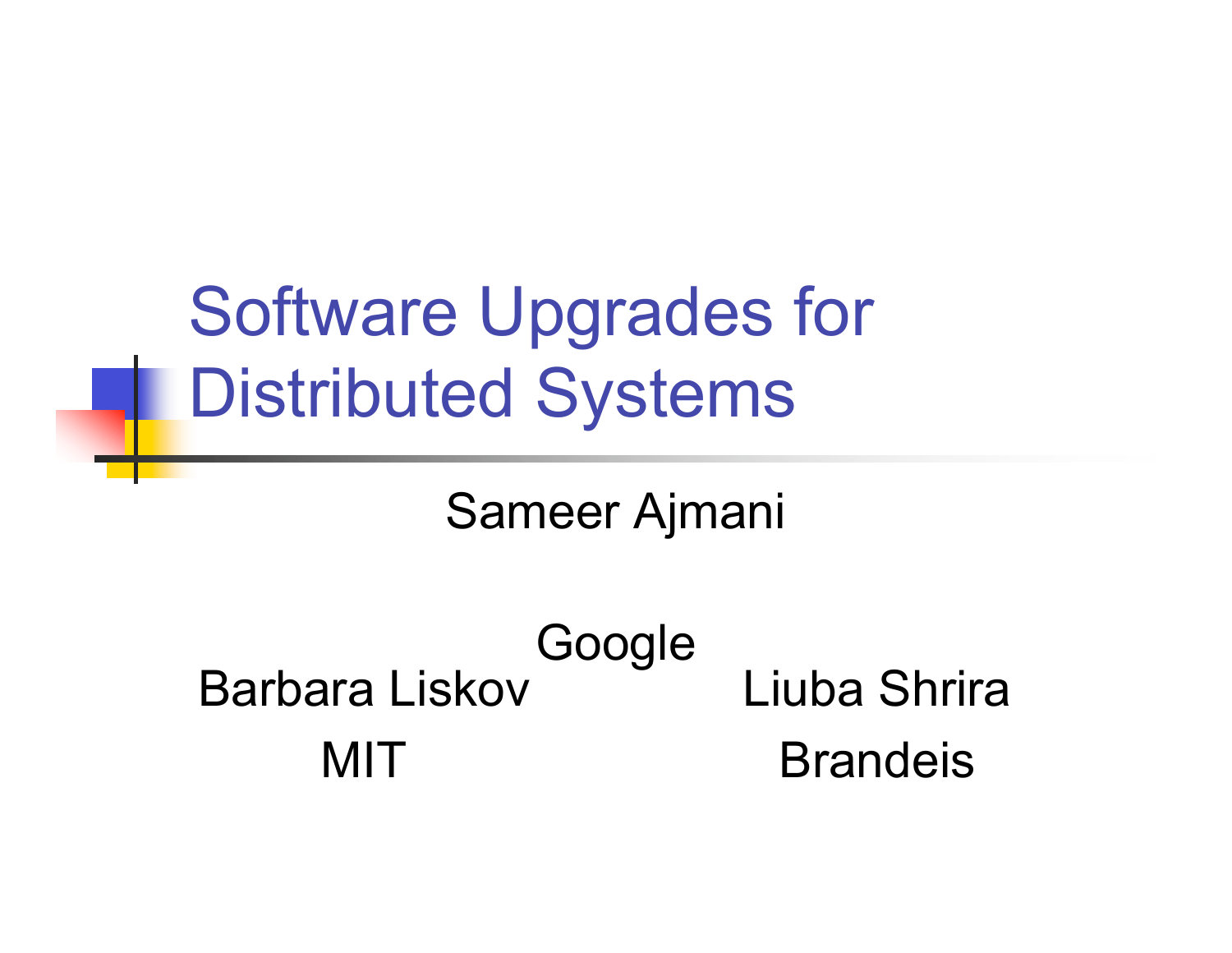# Software Upgrades for Distributed Systems

Sameer Ajmani

Google

Barbara Liskov
MIT

Liuba Shrira
Brandeis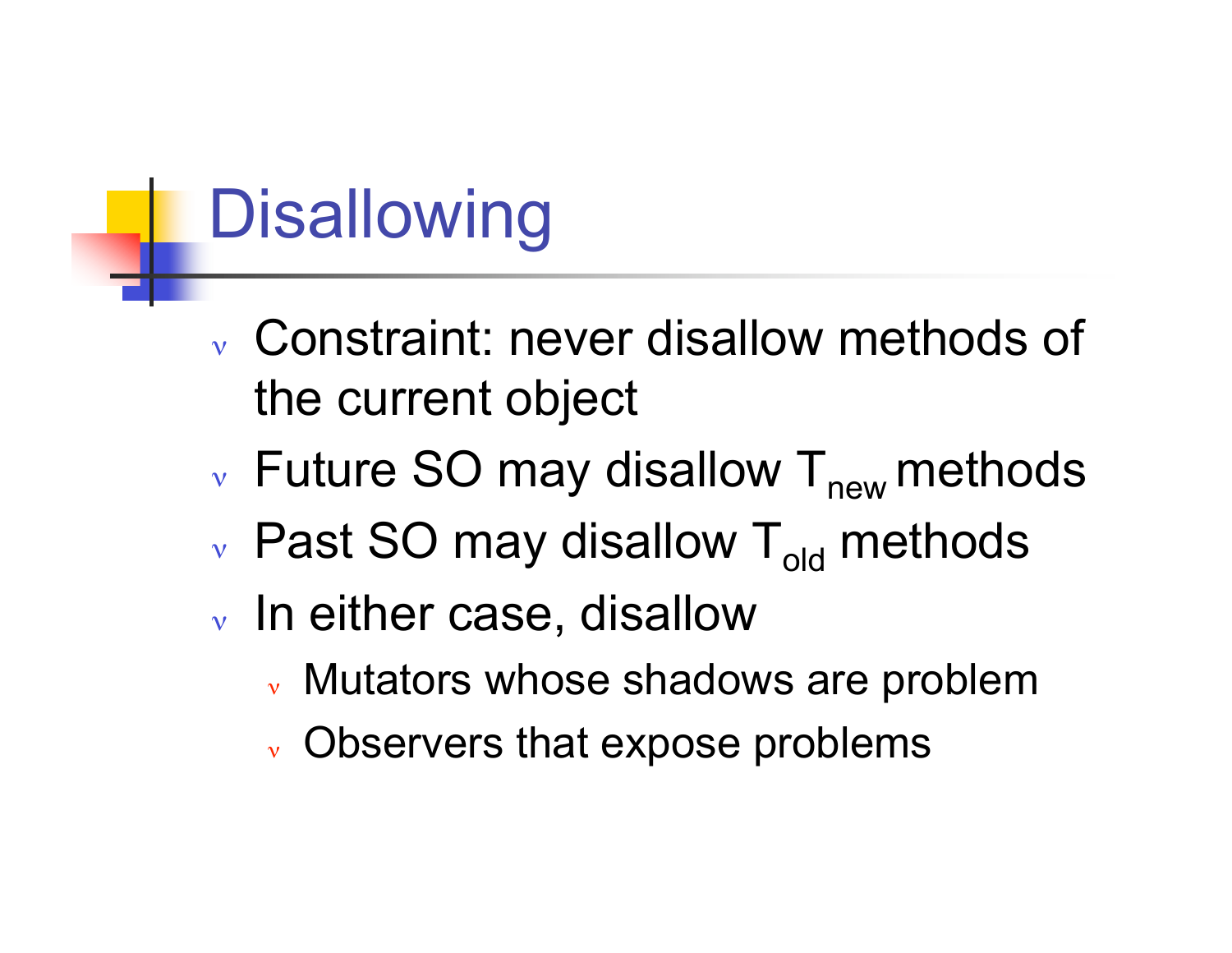# Disallowing

- Constraint: never disallow methods of the current object
- Future SO may disallow $T_{new}$ methods
- Past SO may disallow $T_{old}$ methods
- In either case, disallow
  - Mutators whose shadows are problem
  - Observers that expose problems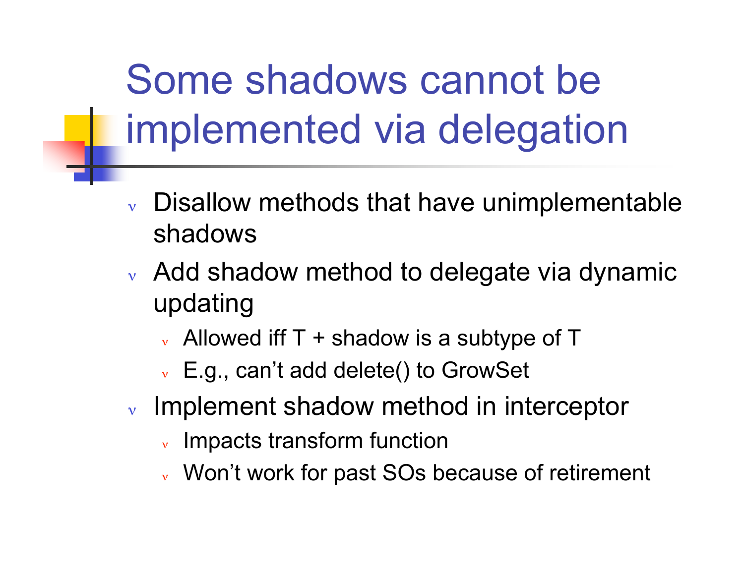# Some shadows cannot be implemented via delegation

- Disallow methods that have unimplementable shadows
- Add shadow method to delegate via dynamic updating
  - Allowed iff T + shadow is a subtype of T
  - E.g., can’t add delete() to GrowSet
- Implement shadow method in interceptor
  - Impacts transform function
  - Won’t work for past SOs because of retirement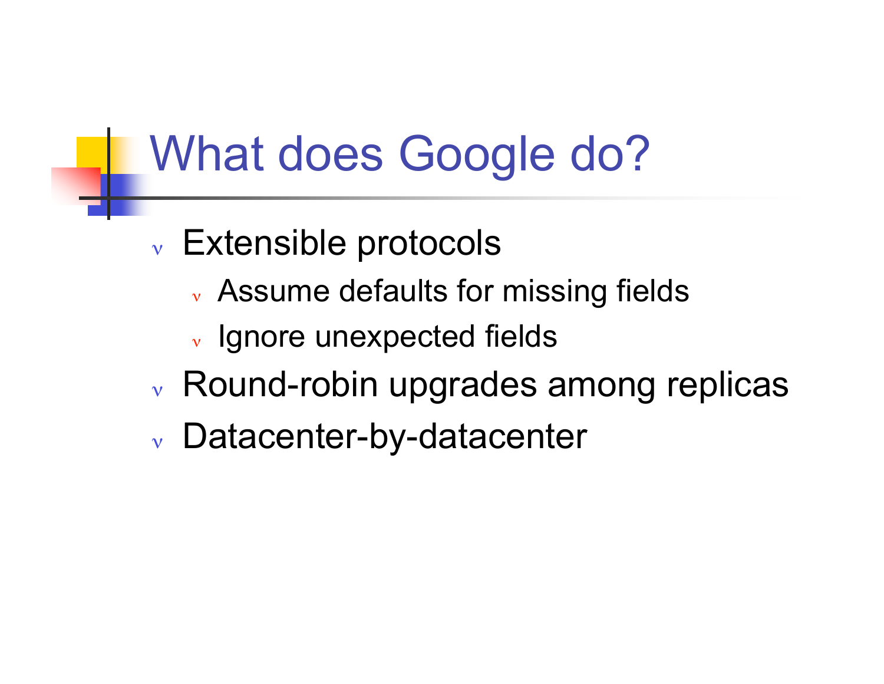# What does Google do?

- Extensible protocols
  - Assume defaults for missing fields
  - Ignore unexpected fields
- Round-robin upgrades among replicas
- Datacenter-by-datacenter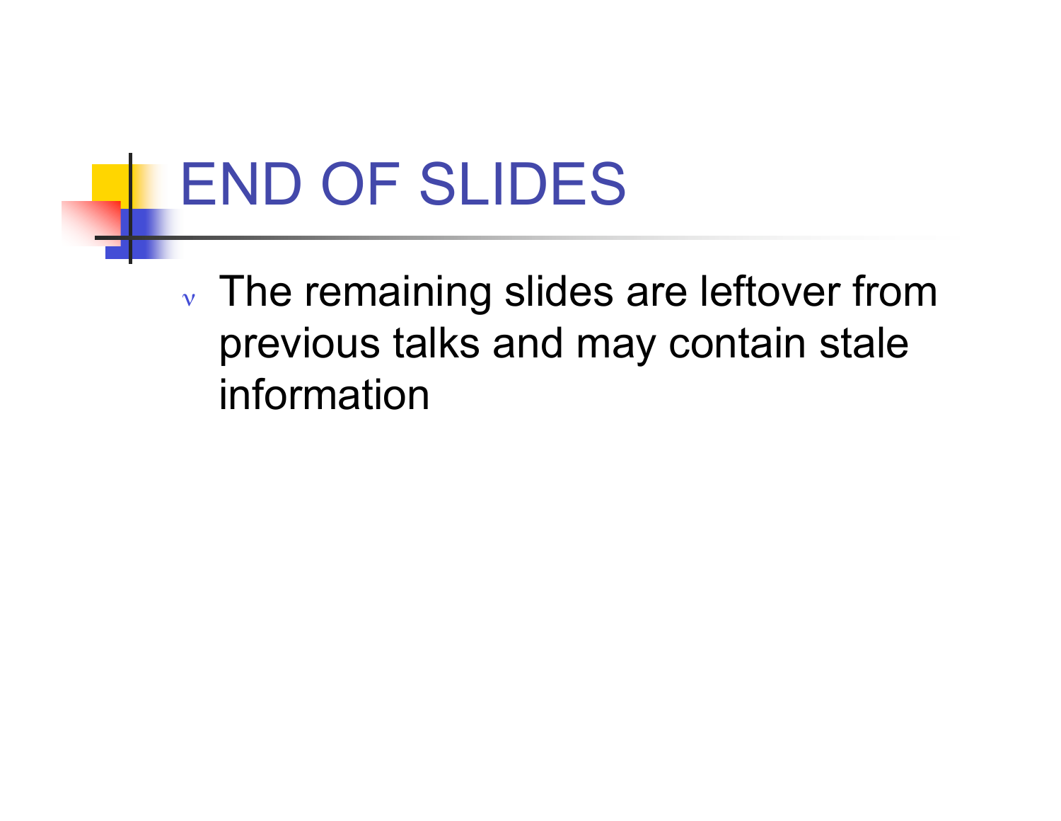# END OF SLIDES

- The remaining slides are leftover from previous talks and may contain stale information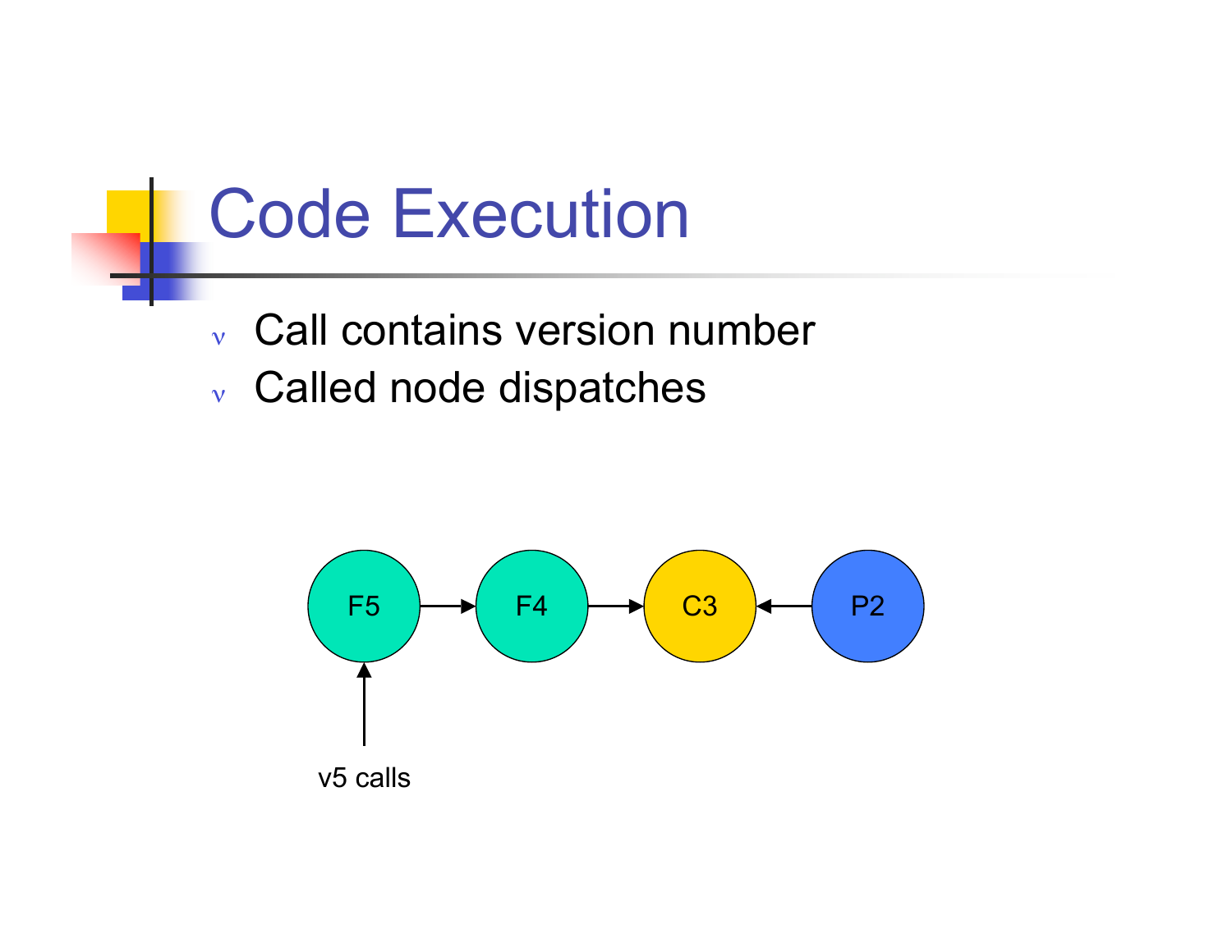# Code Execution

- Call contains version number
- Called node dispatches

F5 → F4 → C3 ← P2

v5 calls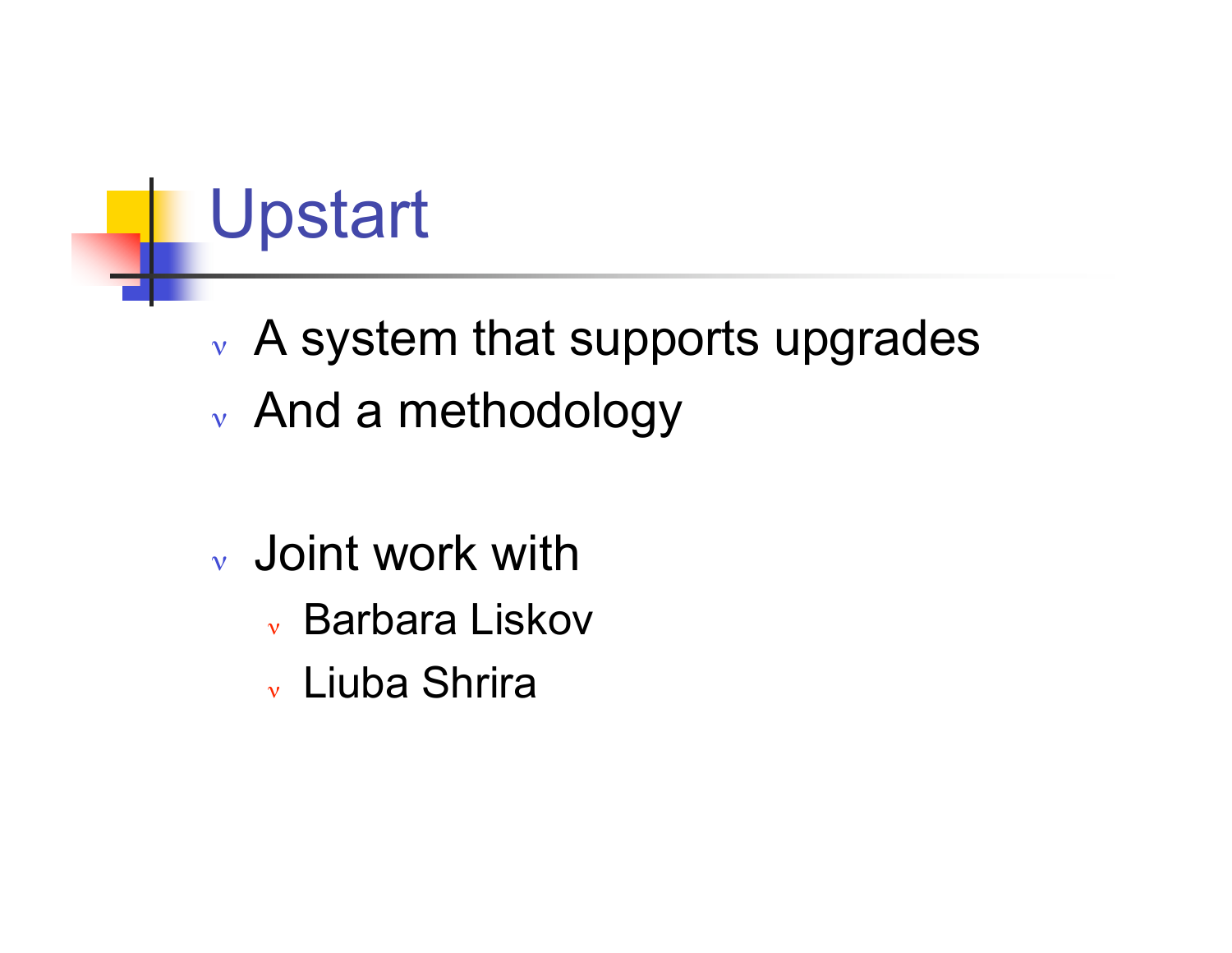# Upstart

- A system that supports upgrades
- And a methodology

- Joint work with
  - Barbara Liskov
  - Liuba Shrira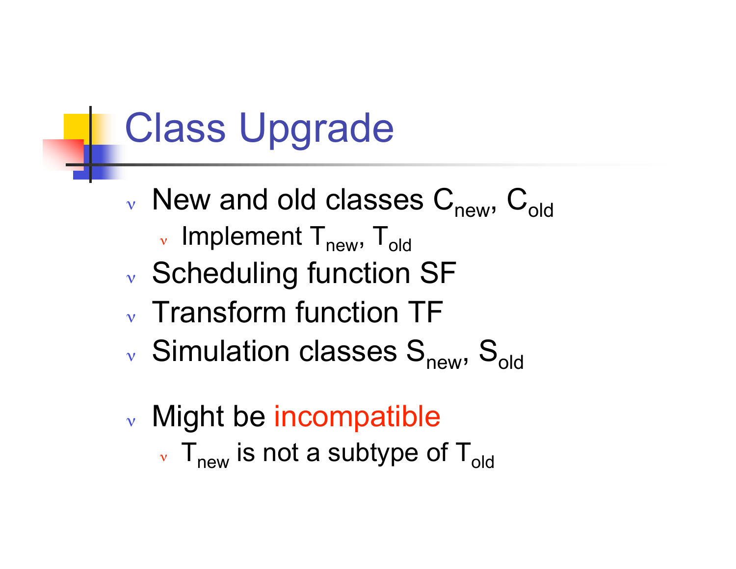# Class Upgrade

- New and old classes $C_{new}$, $C_{old}$
  - Implement $T_{new}$, $T_{old}$
- Scheduling function SF
- Transform function TF
- Simulation classes $S_{new}$, $S_{old}$

- Might be incompatible
  - $T_{new}$ is not a subtype of $T_{old}$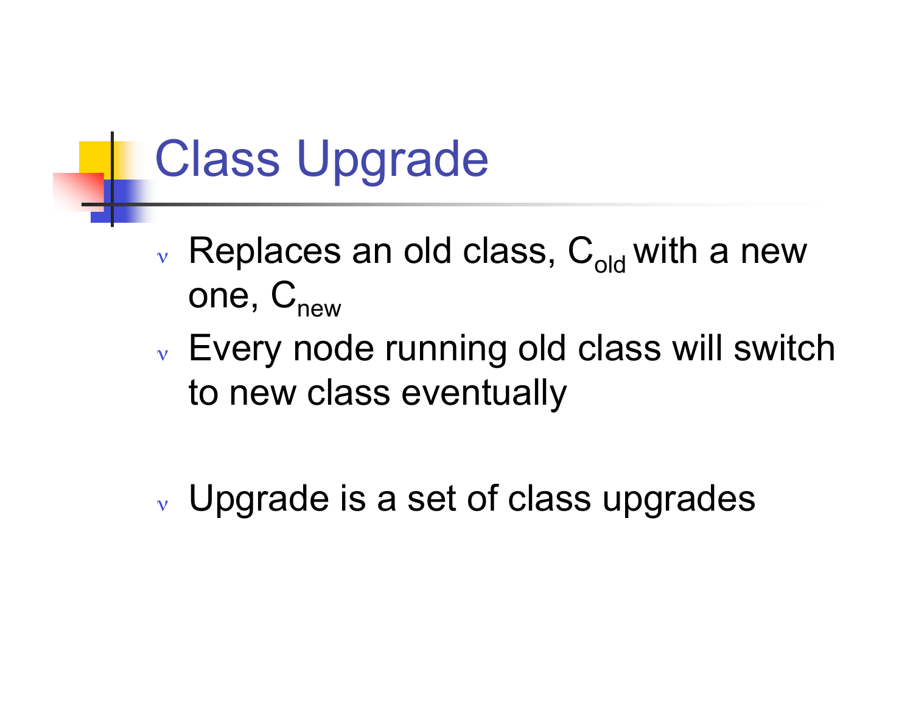# Class Upgrade

- Replaces an old class, $C_{old}$ with a new one, $C_{new}$
- Every node running old class will switch to new class eventually

- Upgrade is a set of class upgrades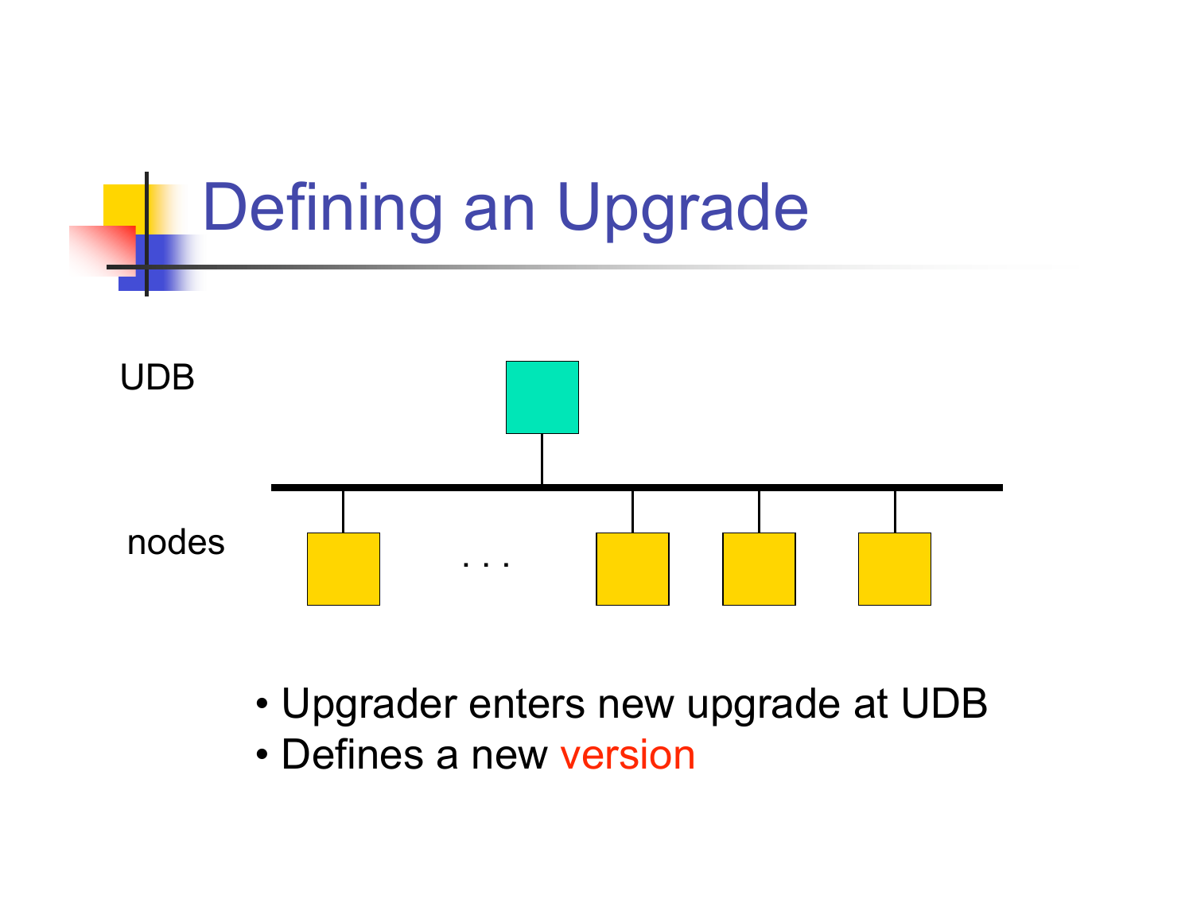# Defining an Upgrade

UDB

nodes

. . .

- Upgrader enters new upgrade at UDB
- Defines a new version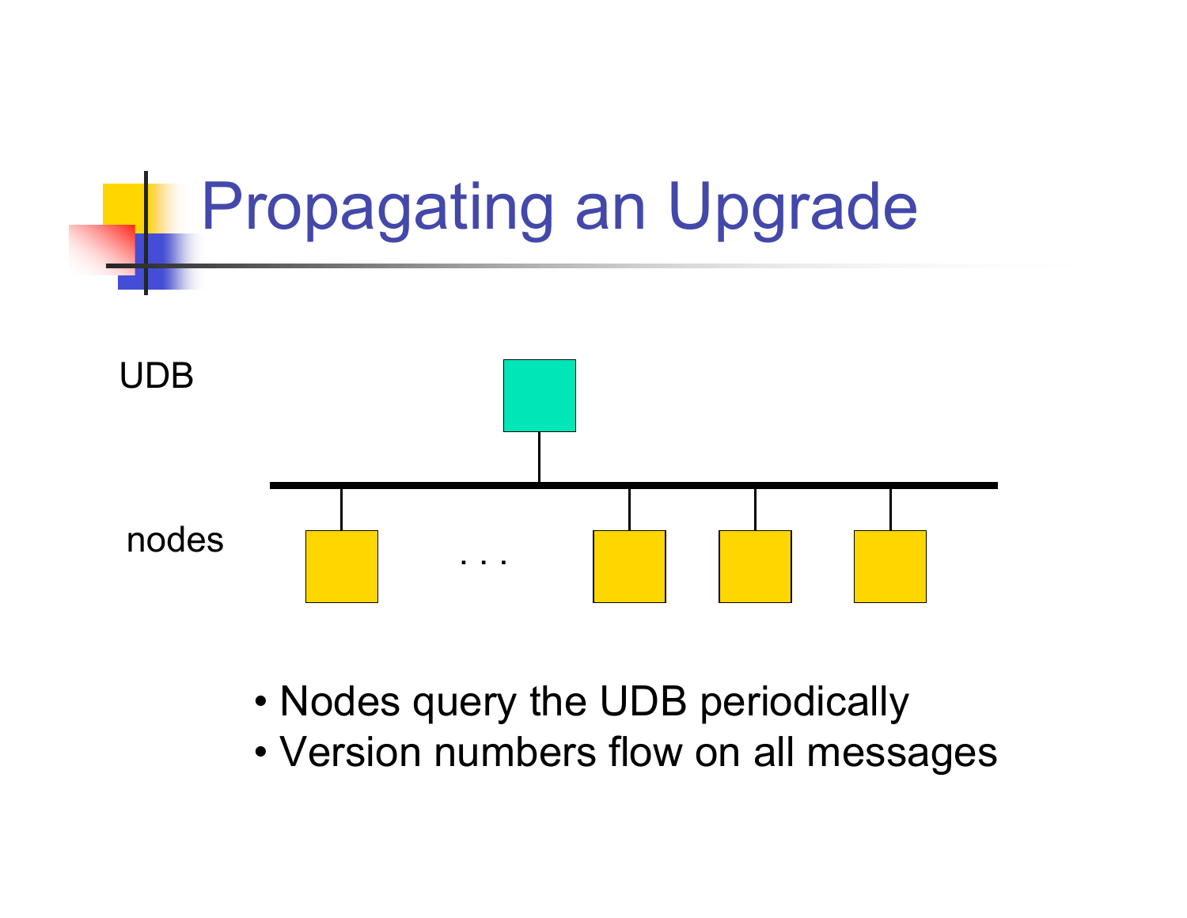# Propagating an Upgrade

UDB

nodes

. . .

- Nodes query the UDB periodically
- Version numbers flow on all messages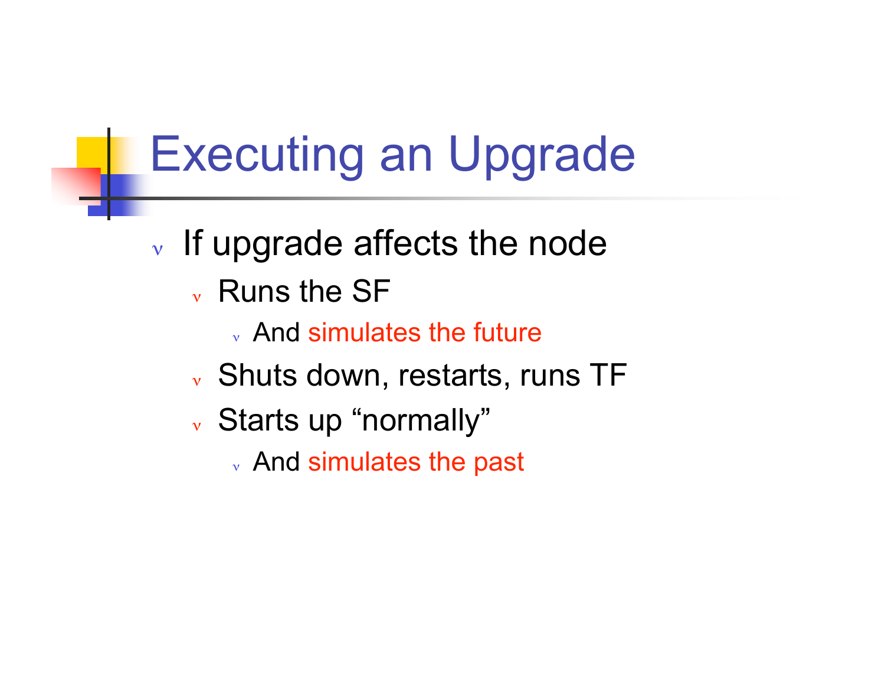# Executing an Upgrade

- If upgrade affects the node
  - Runs the SF
    - And simulates the future
  - Shuts down, restarts, runs TF
  - Starts up “normally”
    - And simulates the past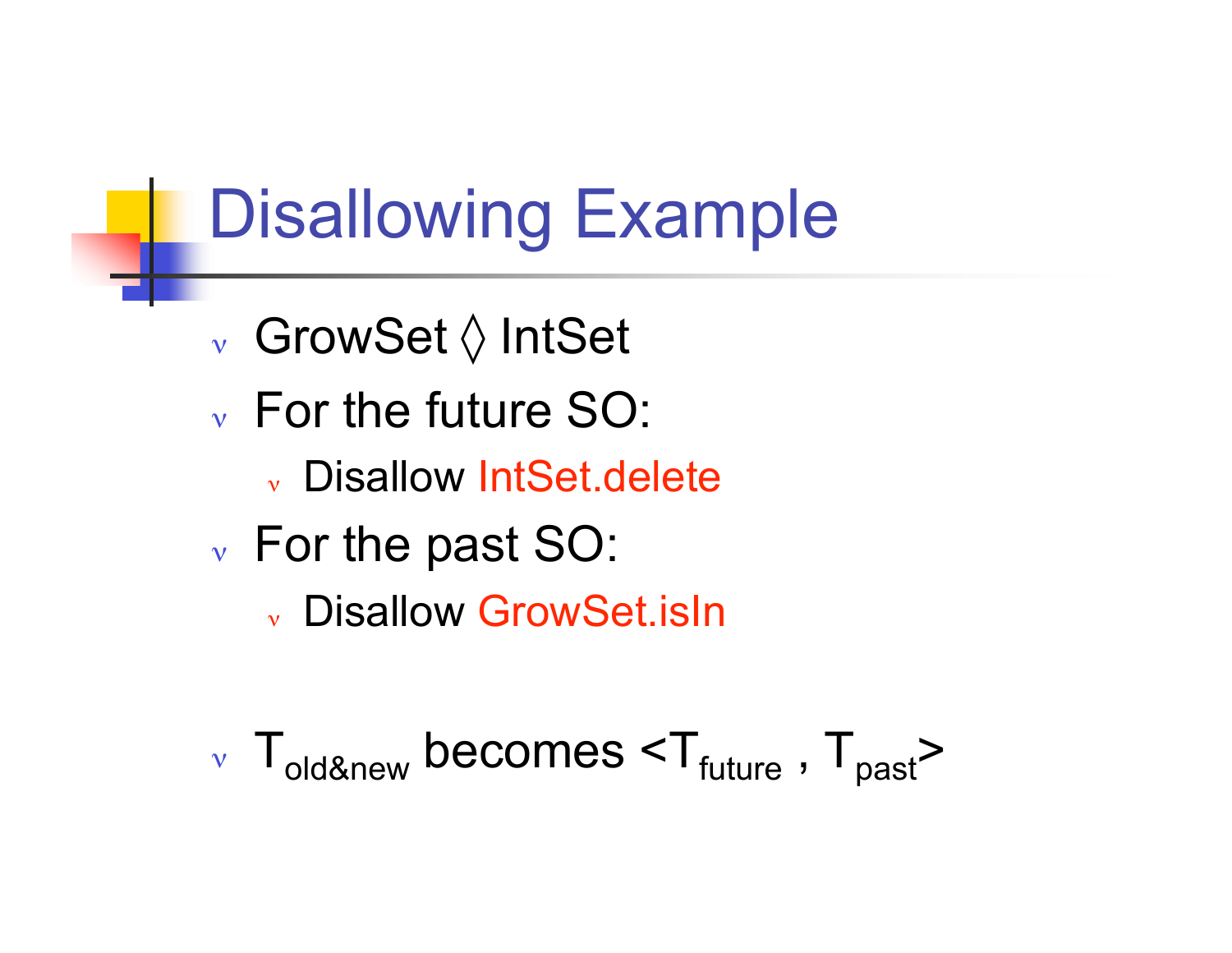# Disallowing Example

- GrowSet ◊ IntSet
- For the future SO:
  - Disallow IntSet.delete
- For the past SO:
  - Disallow GrowSet.isIn

- $T_{old\&new}$ becomes $<T_{future}, T_{past}>$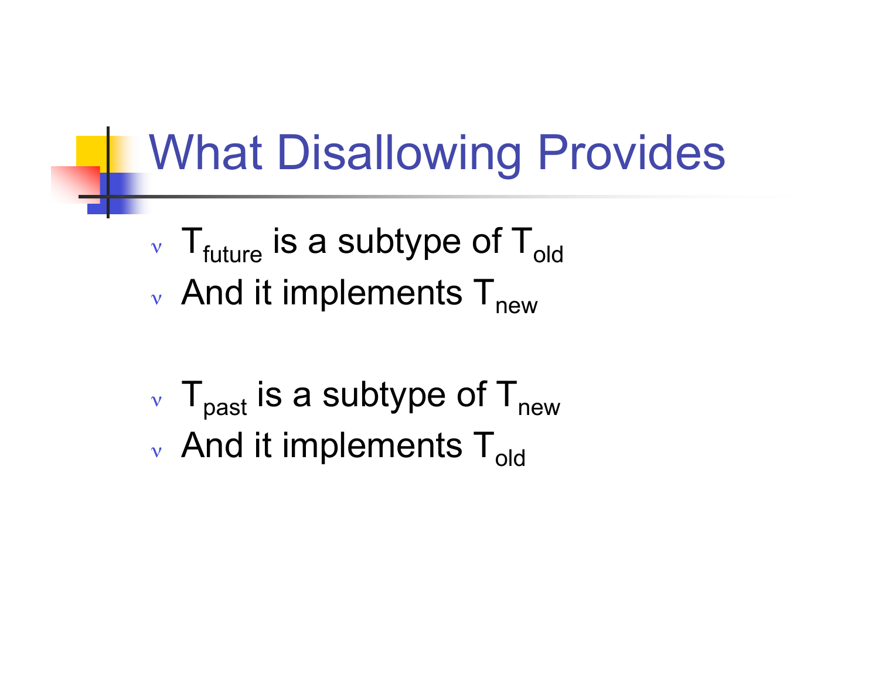# What Disallowing Provides

- $T_{future}$ is a subtype of $T_{old}$
- And it implements $T_{new}$

- $T_{past}$ is a subtype of $T_{new}$
- And it implements $T_{old}$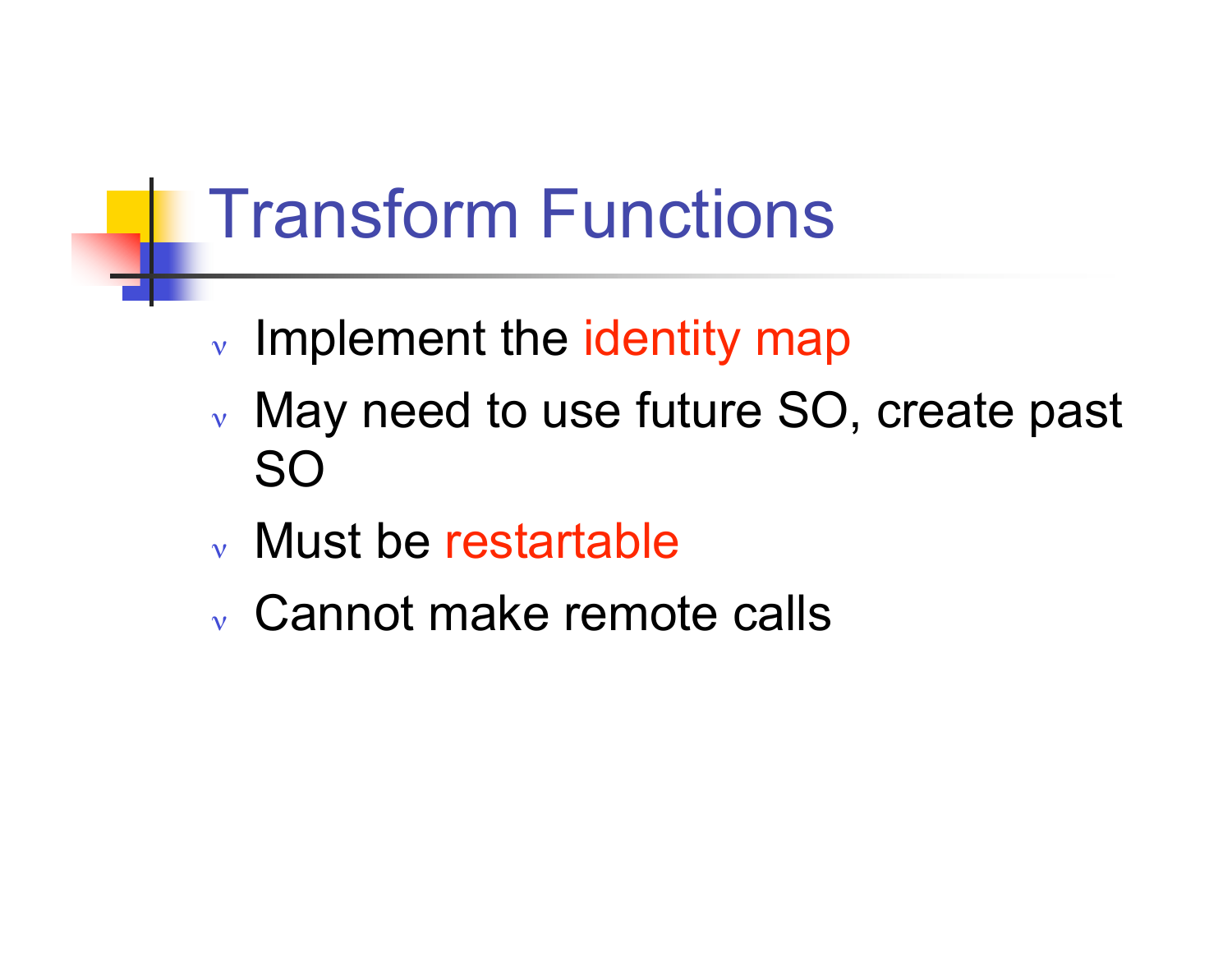# Transform Functions

- Implement the identity map
- May need to use future SO, create past SO
- Must be restartable
- Cannot make remote calls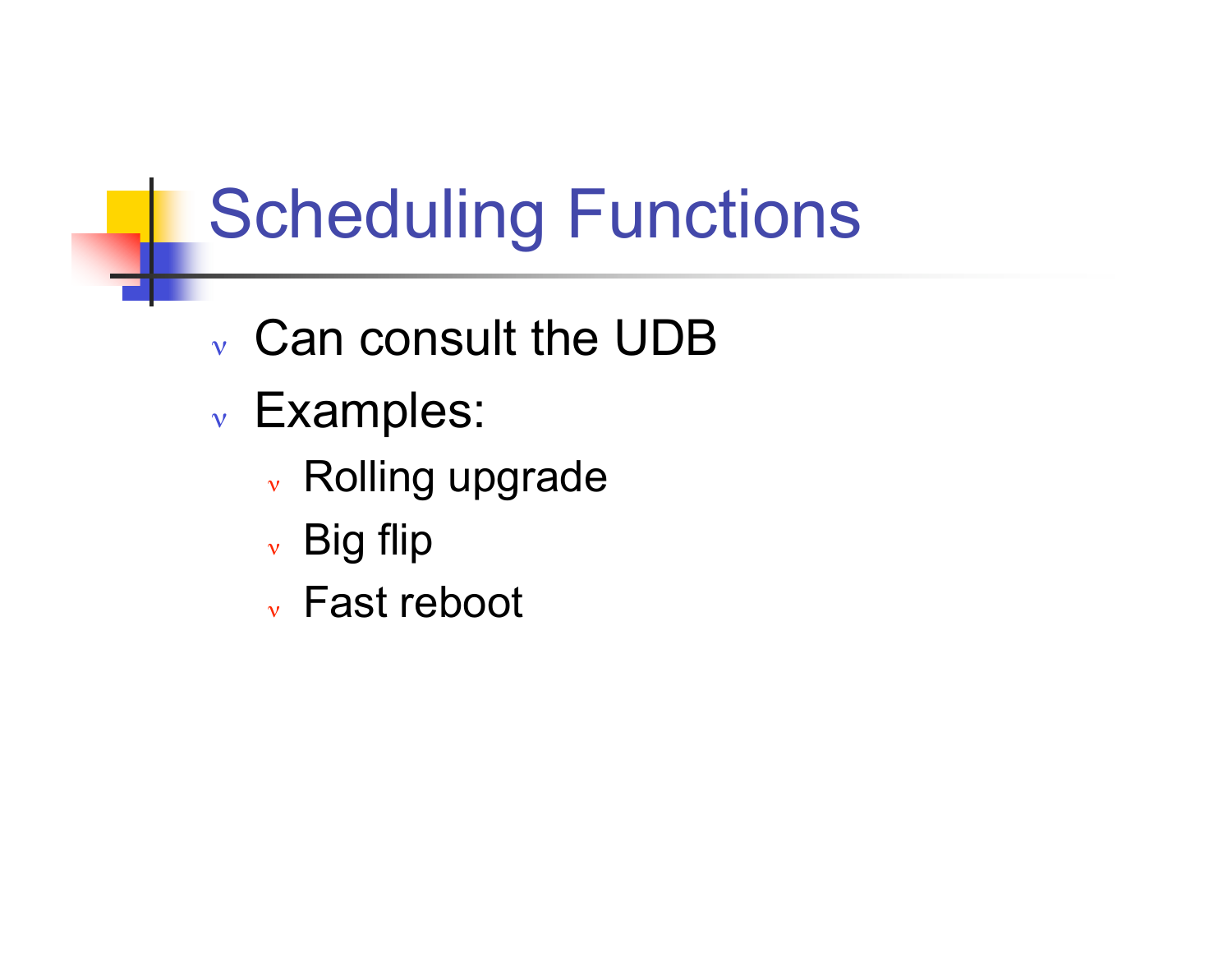# Scheduling Functions

- Can consult the UDB
- Examples:
  - Rolling upgrade
  - Big flip
  - Fast reboot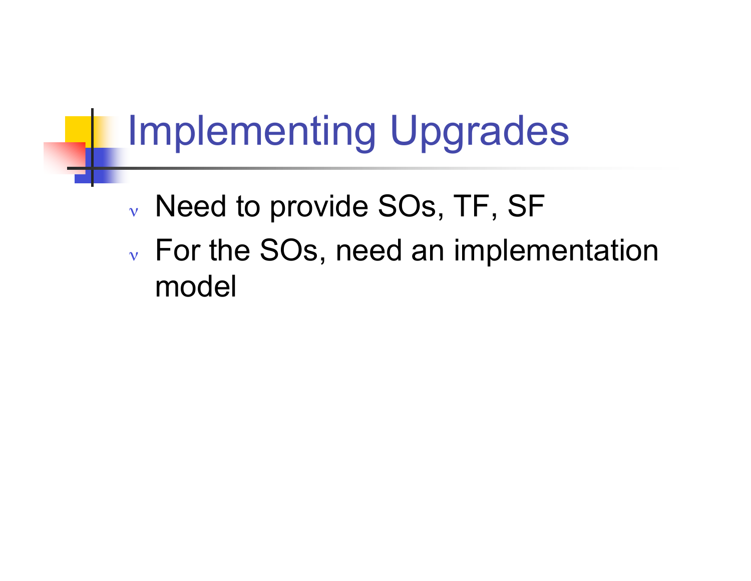# Implementing Upgrades

- Need to provide SOs, TF, SF
- For the SOs, need an implementation model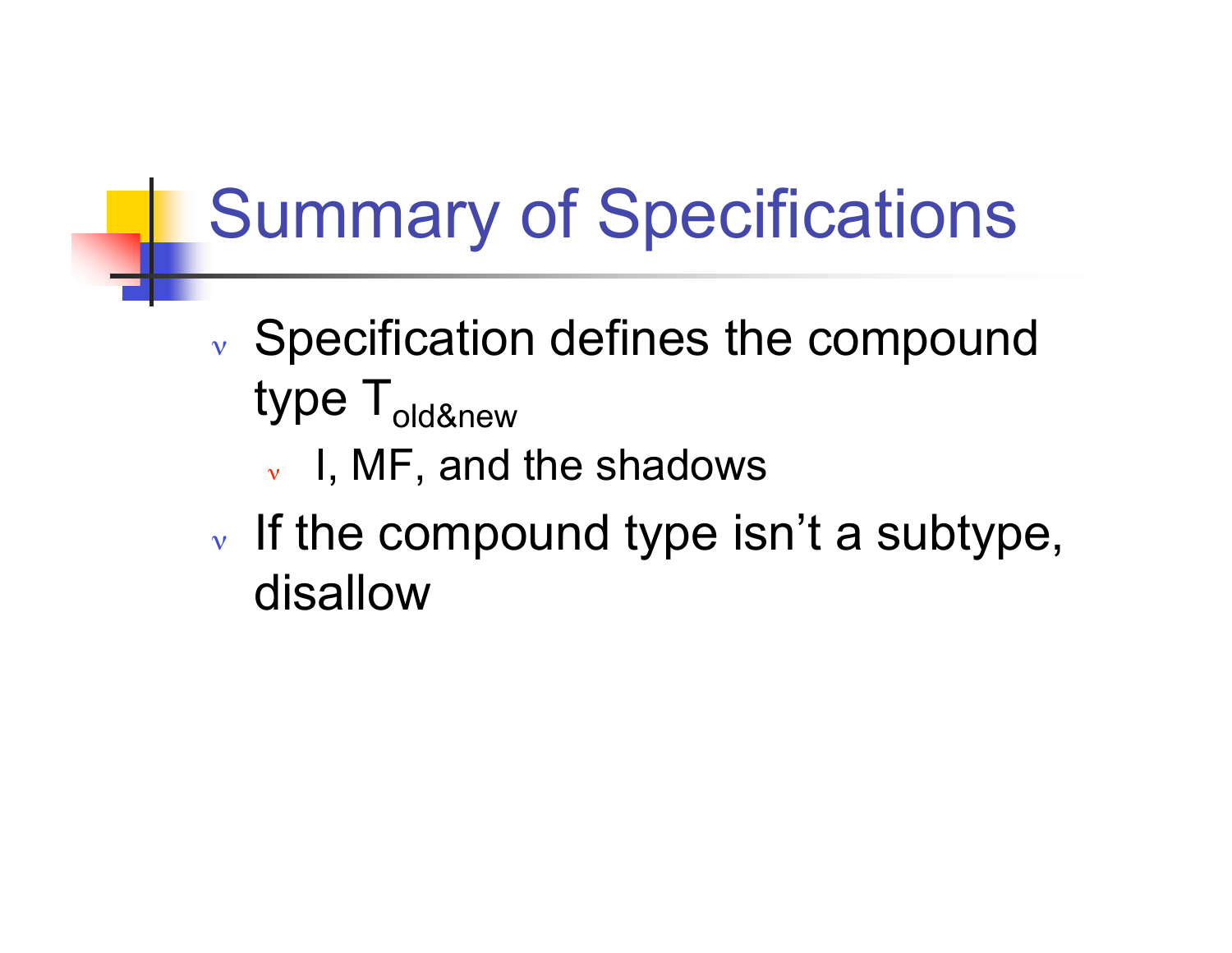# Summary of Specifications

- Specification defines the compound type $T_{old\&new}$
  - I, MF, and the shadows
- If the compound type isn't a subtype, disallow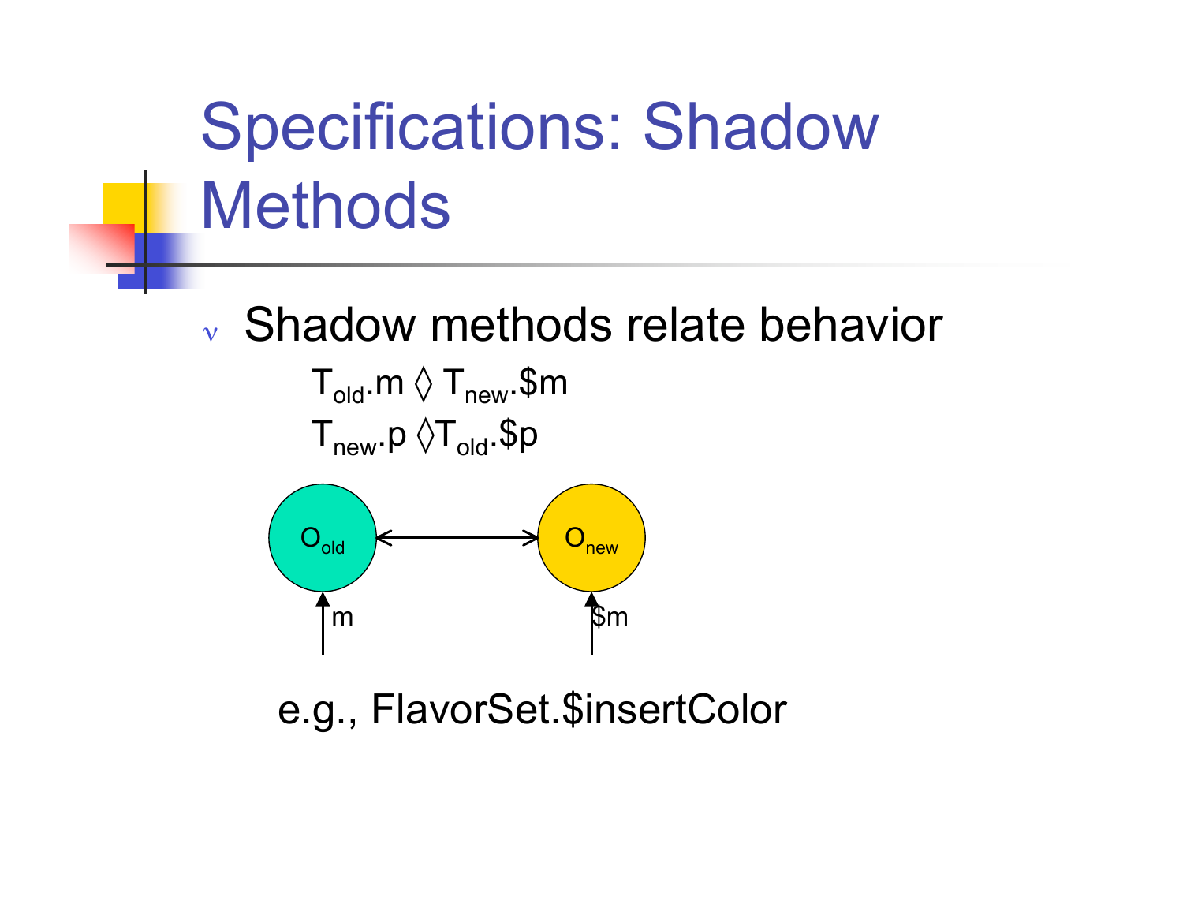# Specifications: Shadow Methods

- Shadow methods relate behavior

  $T_{old}.m \lozenge T_{new}.\$m$

  $T_{new}.p \lozenge T_{old}.\$p$

e.g., FlavorSet.$insertColor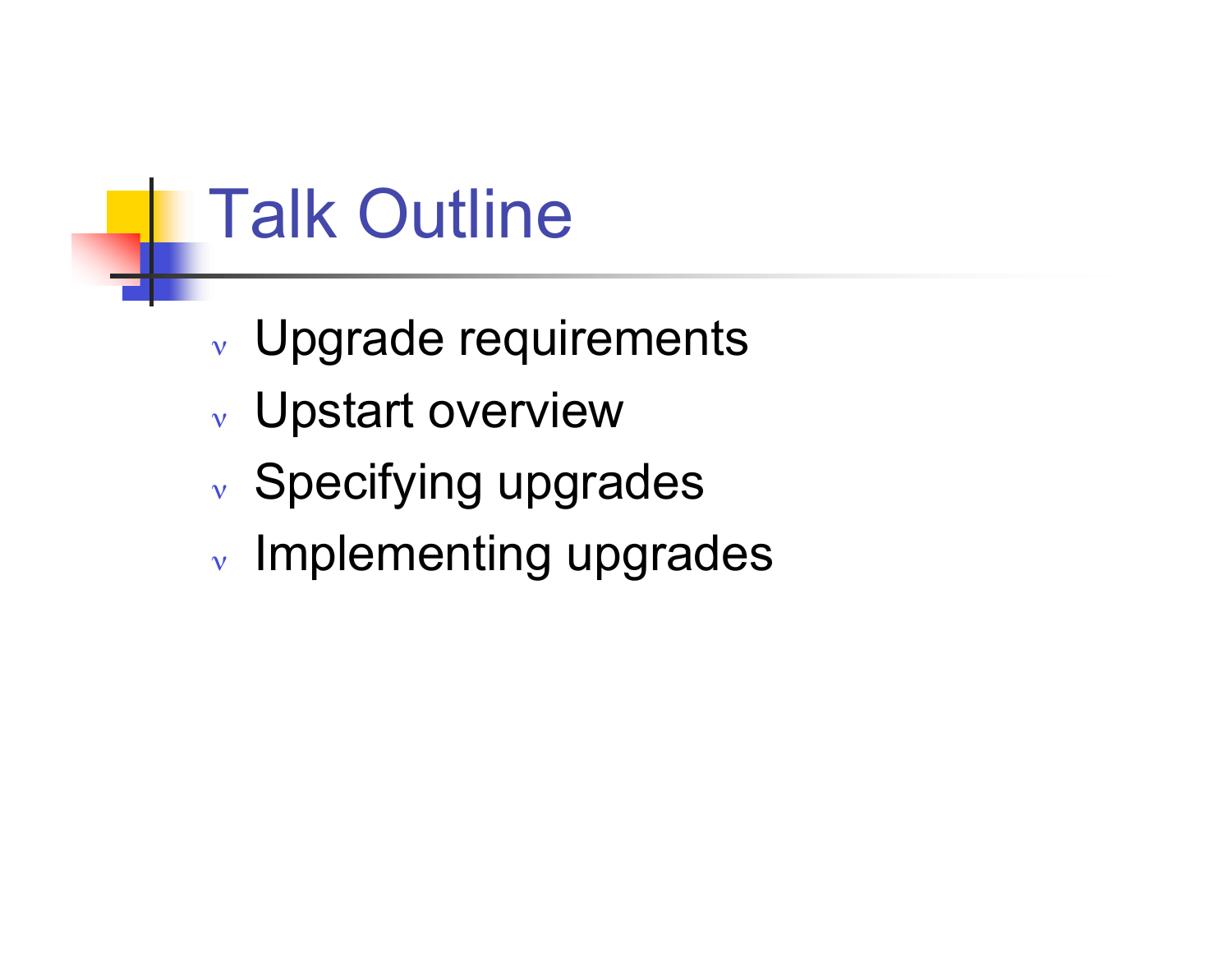# Talk Outline

- Upgrade requirements
- Upstart overview
- Specifying upgrades
- Implementing upgrades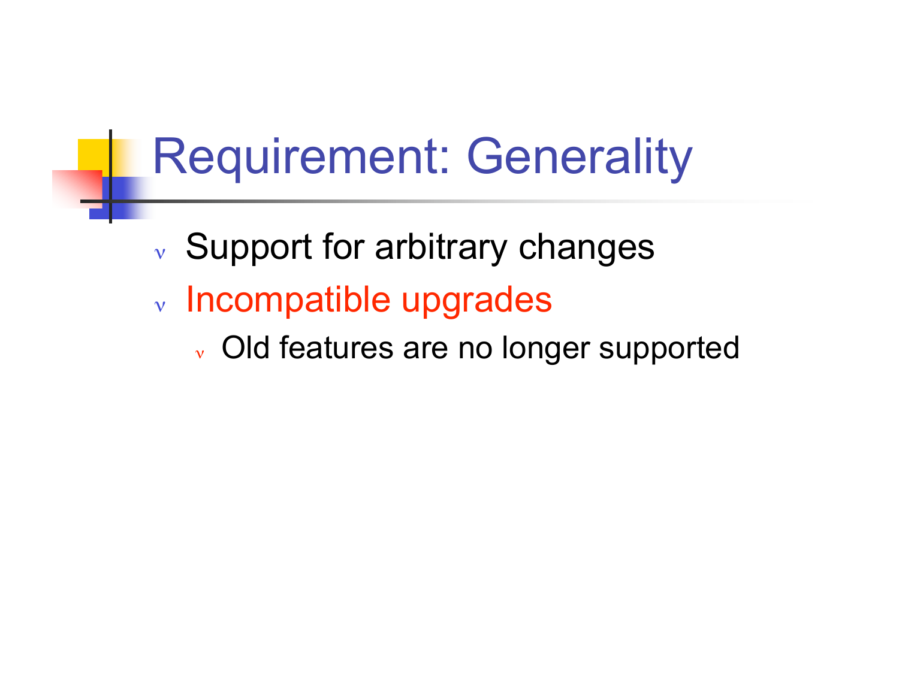# Requirement: Generality

- Support for arbitrary changes
- Incompatible upgrades
  - Old features are no longer supported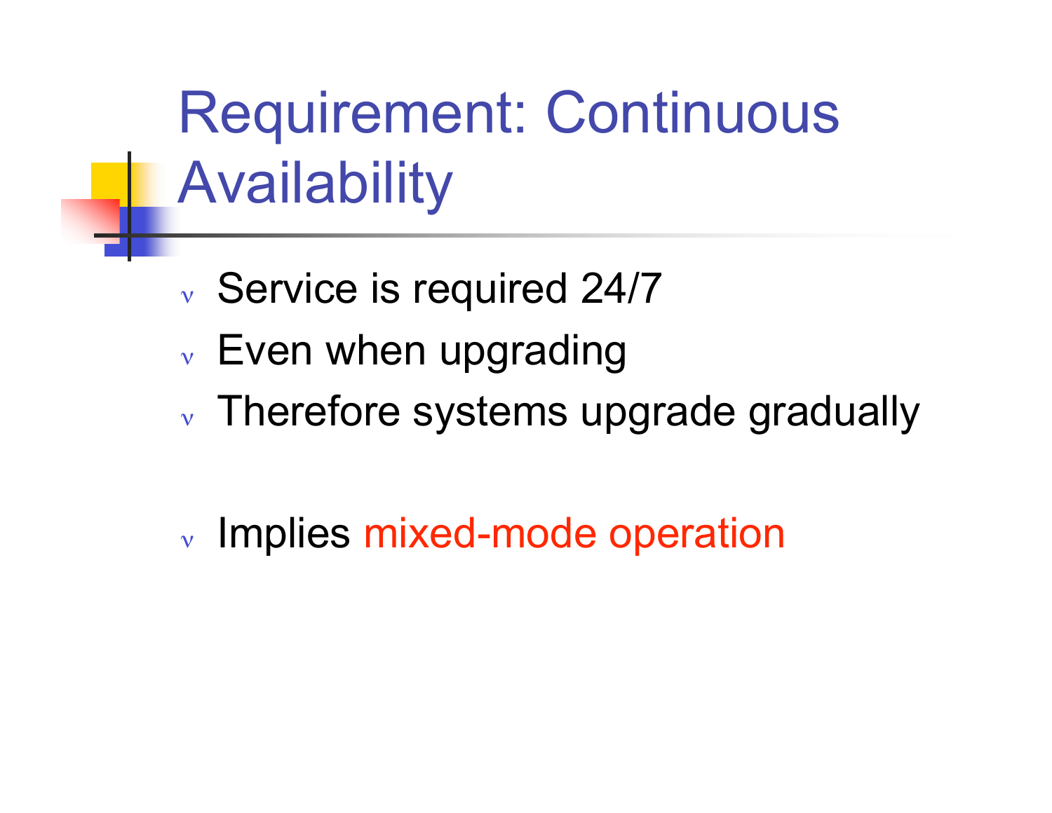# Requirement: Continuous Availability

- Service is required 24/7
- Even when upgrading
- Therefore systems upgrade gradually

- Implies mixed-mode operation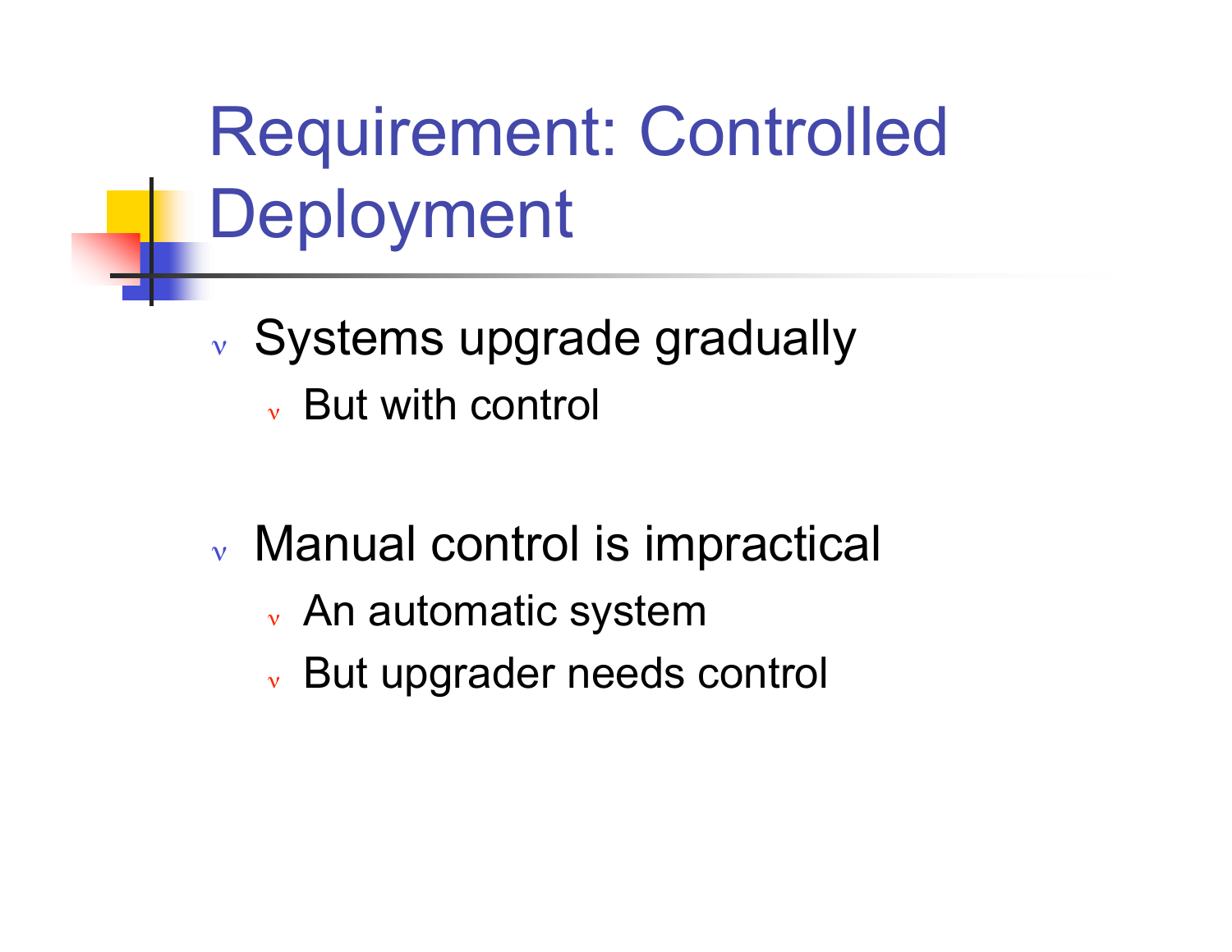# Requirement: Controlled Deployment

- Systems upgrade gradually
  - But with control

- Manual control is impractical
  - An automatic system
  - But upgrader needs control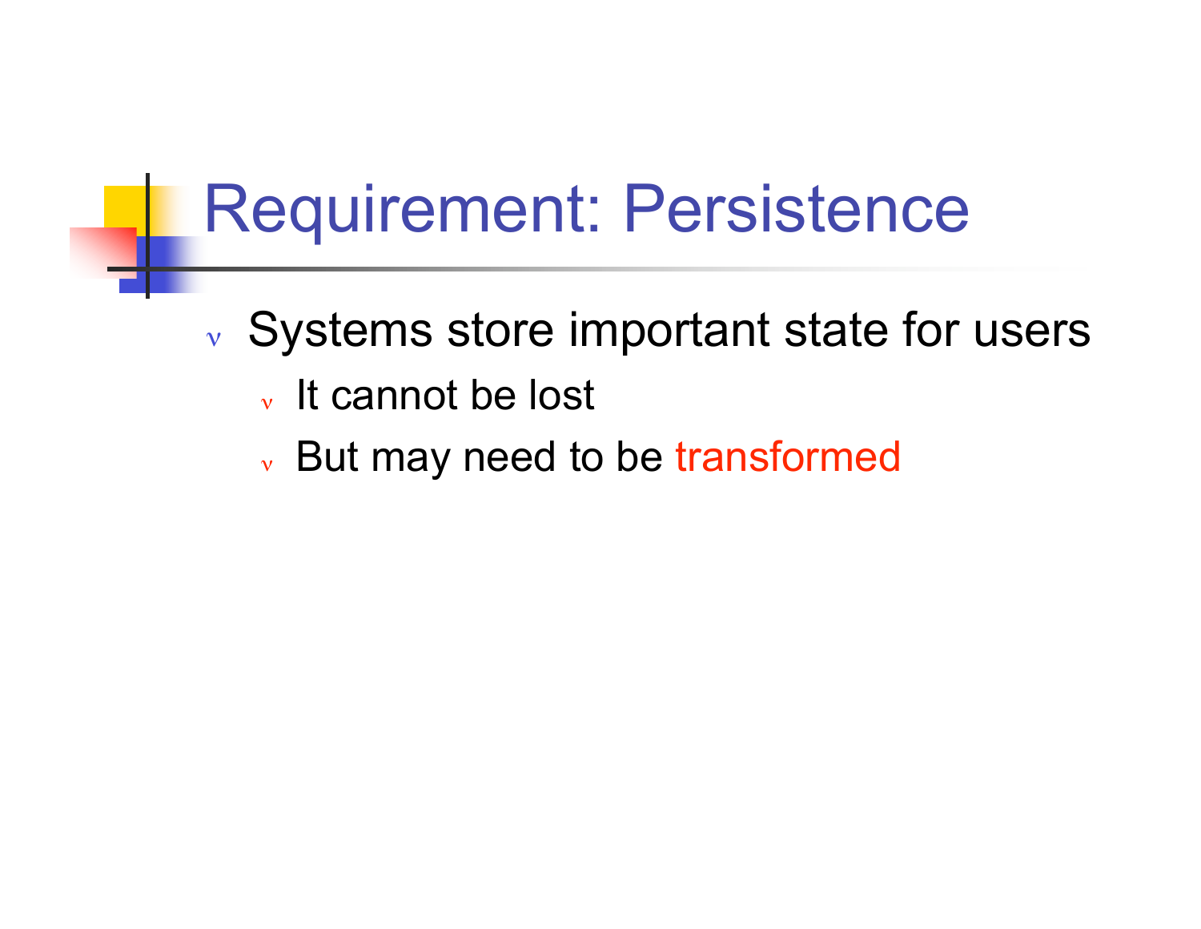# Requirement: Persistence

- Systems store important state for users
  - It cannot be lost
  - But may need to be transformed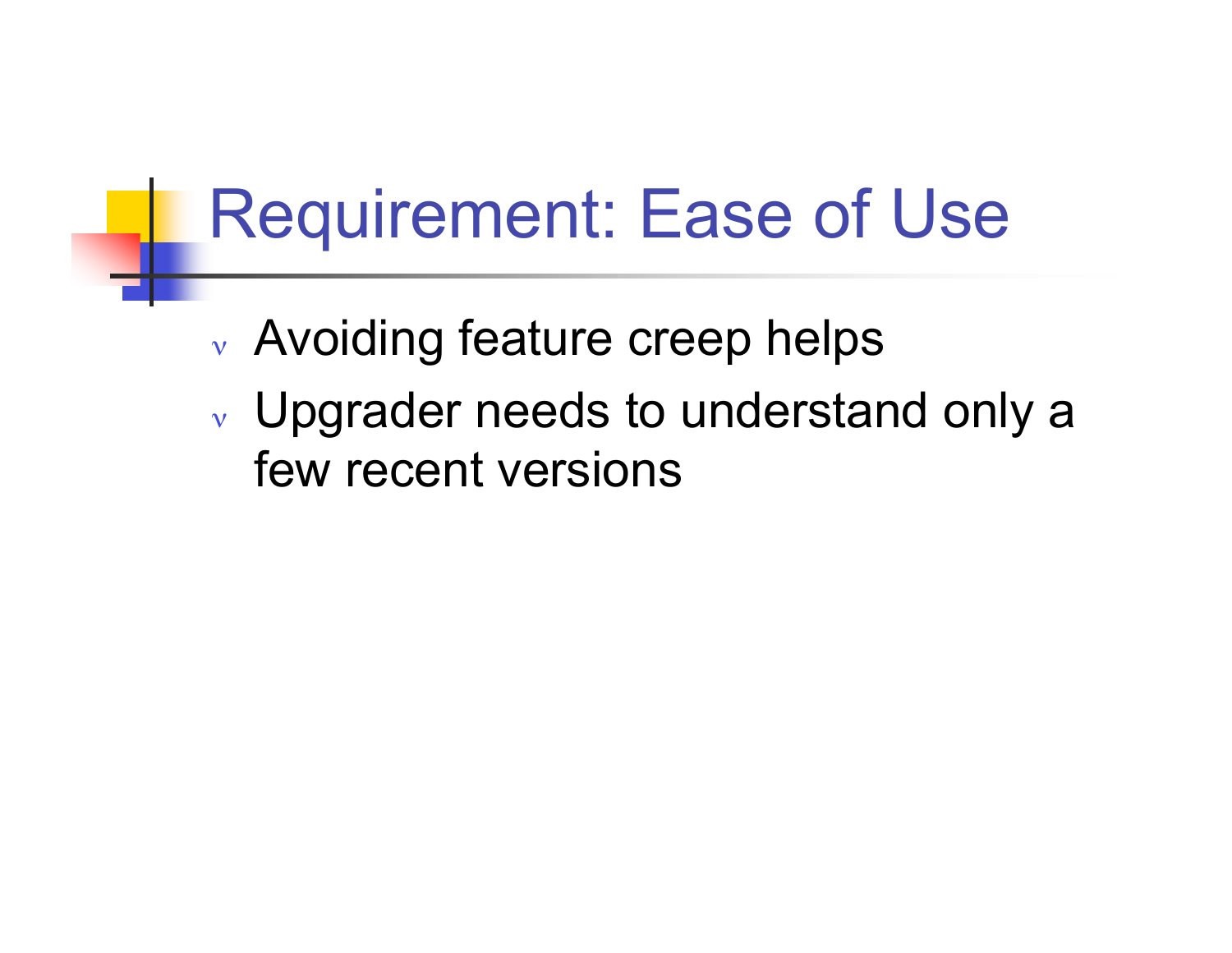# Requirement: Ease of Use

- Avoiding feature creep helps
- Upgrader needs to understand only a few recent versions